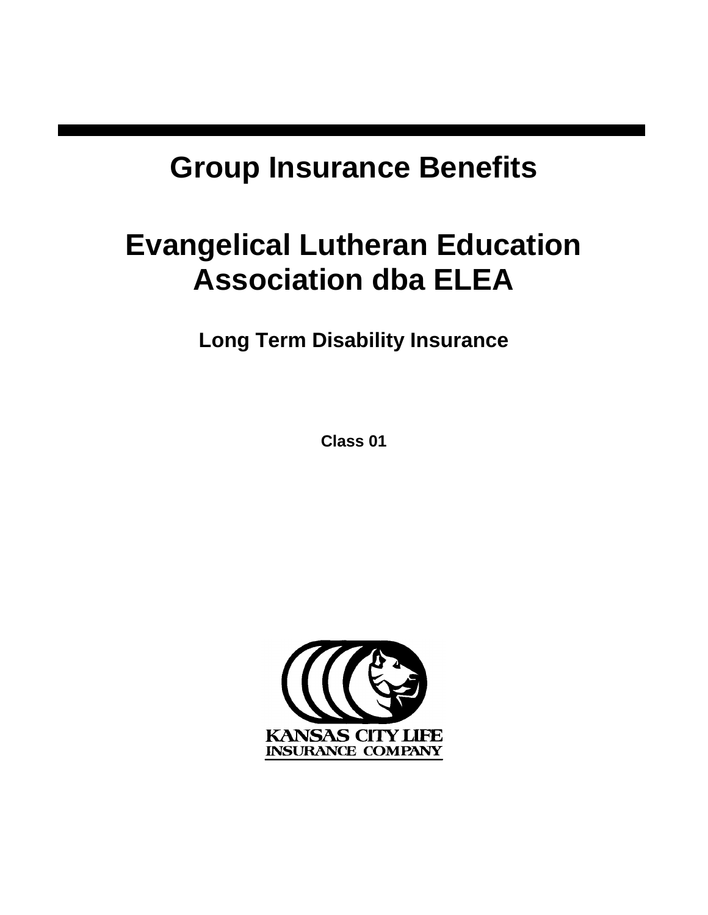# Group Insurance Benefits

# Evangelical Lutheran Education Association dba ELEA

## Long Term Disability Insurance

**Class 01**

KANSAS CITY LIFE
INSURANCE COMPANY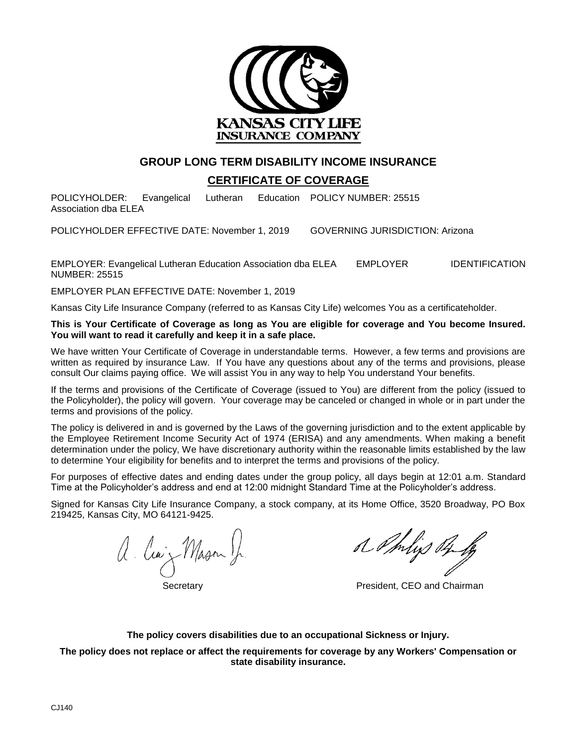KANSAS CITY LIFE INSURANCE COMPANY

# GROUP LONG TERM DISABILITY INCOME INSURANCE

## CERTIFICATE OF COVERAGE

POLICYHOLDER: Evangelical Lutheran Education Association dba ELEA

POLICY NUMBER: 25515

POLICYHOLDER EFFECTIVE DATE: November 1, 2019

GOVERNING JURISDICTION: Arizona

EMPLOYER: Evangelical Lutheran Education Association dba ELEA

EMPLOYER IDENTIFICATION NUMBER: 25515

EMPLOYER PLAN EFFECTIVE DATE: November 1, 2019

Kansas City Life Insurance Company (referred to as Kansas City Life) welcomes You as a certificateholder.

**This is Your Certificate of Coverage as long as You are eligible for coverage and You become Insured. You will want to read it carefully and keep it in a safe place.**

We have written Your Certificate of Coverage in understandable terms. However, a few terms and provisions are written as required by insurance Law. If You have any questions about any of the terms and provisions, please consult Our claims paying office. We will assist You in any way to help You understand Your benefits.

If the terms and provisions of the Certificate of Coverage (issued to You) are different from the policy (issued to the Policyholder), the policy will govern. Your coverage may be canceled or changed in whole or in part under the terms and provisions of the policy.

The policy is delivered in and is governed by the Laws of the governing jurisdiction and to the extent applicable by the Employee Retirement Income Security Act of 1974 (ERISA) and any amendments. When making a benefit determination under the policy, We have discretionary authority within the reasonable limits established by the law to determine Your eligibility for benefits and to interpret the terms and provisions of the policy.

For purposes of effective dates and ending dates under the group policy, all days begin at 12:01 a.m. Standard Time at the Policyholder's address and end at 12:00 midnight Standard Time at the Policyholder's address.

Signed for Kansas City Life Insurance Company, a stock company, at its Home Office, 3520 Broadway, PO Box 219425, Kansas City, MO 64121-9425.

A. Craig Mason Jr.
Secretary

R. Philip Bixby
President, CEO and Chairman

**The policy covers disabilities due to an occupational Sickness or Injury.**

**The policy does not replace or affect the requirements for coverage by any Workers' Compensation or state disability insurance.**

CJ140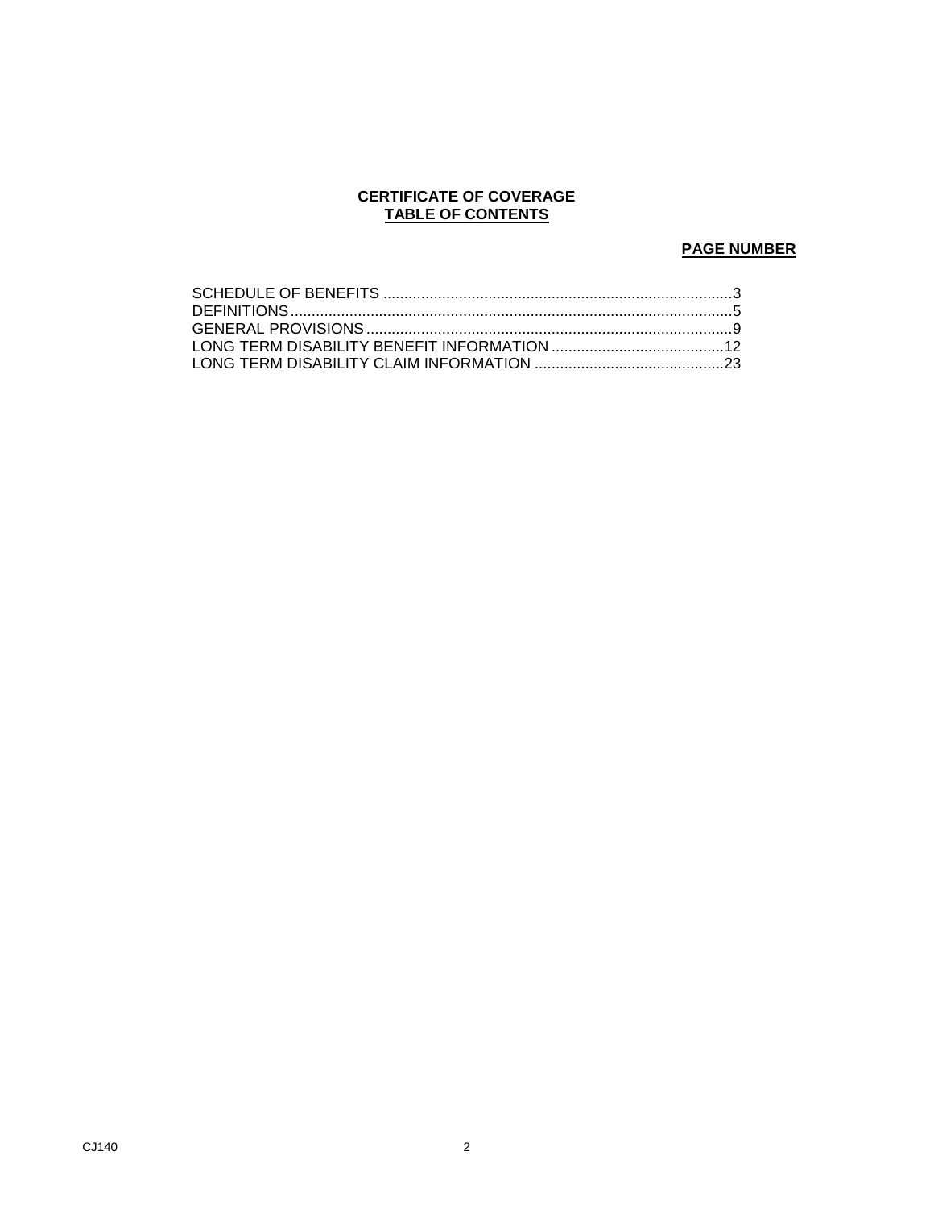# CERTIFICATE OF COVERAGE

## TABLE OF CONTENTS

| | PAGE NUMBER |
|---|---|
| SCHEDULE OF BENEFITS | 3 |
| DEFINITIONS | 5 |
| GENERAL PROVISIONS | 9 |
| LONG TERM DISABILITY BENEFIT INFORMATION | 12 |
| LONG TERM DISABILITY CLAIM INFORMATION | 23 |

CJ140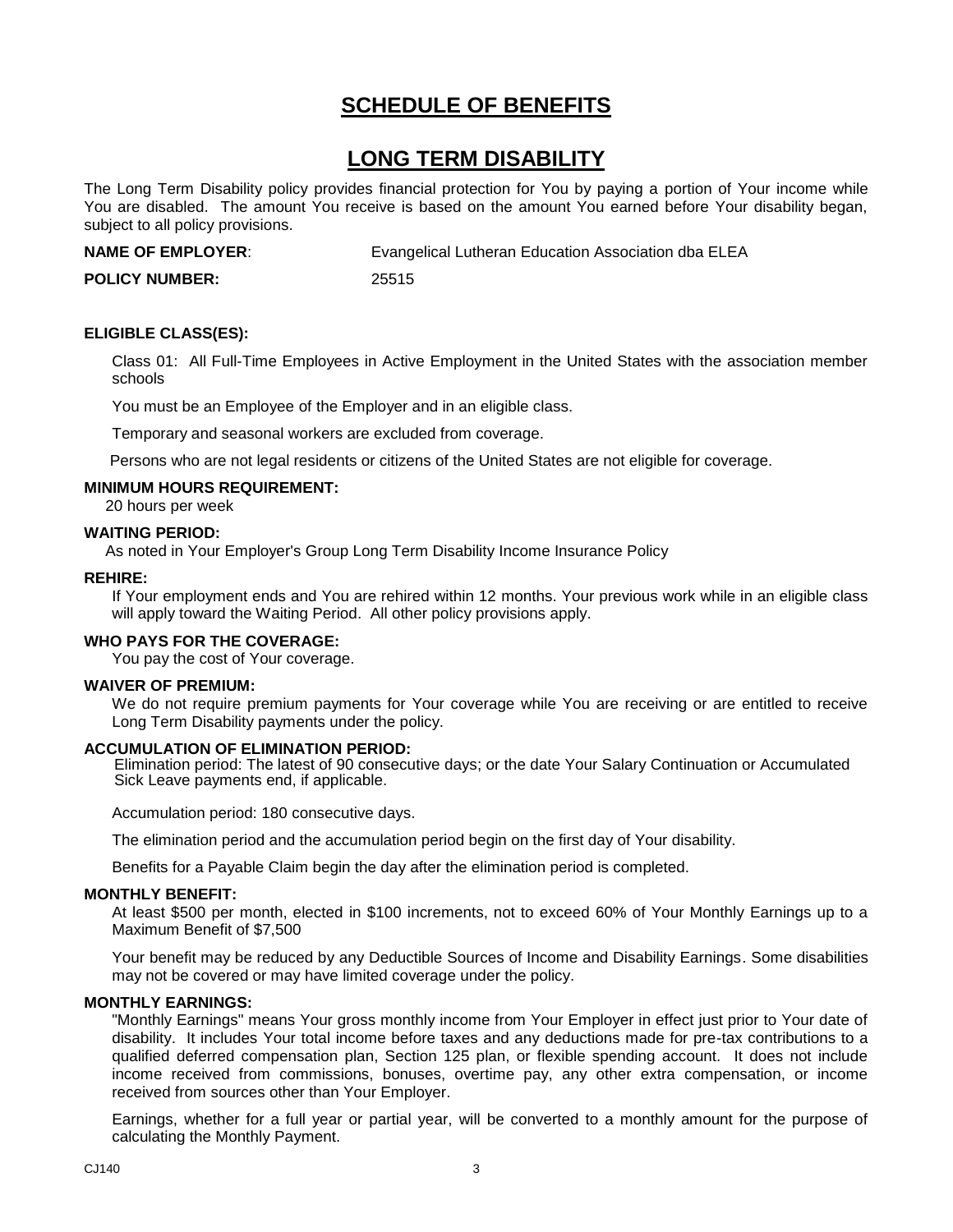# SCHEDULE OF BENEFITS

## LONG TERM DISABILITY

The Long Term Disability policy provides financial protection for You by paying a portion of Your income while You are disabled. The amount You receive is based on the amount You earned before Your disability began, subject to all policy provisions.

**NAME OF EMPLOYER**: Evangelical Lutheran Education Association dba ELEA

**POLICY NUMBER:** 25515

**ELIGIBLE CLASS(ES):**

Class 01: All Full-Time Employees in Active Employment in the United States with the association member schools

You must be an Employee of the Employer and in an eligible class.

Temporary and seasonal workers are excluded from coverage.

Persons who are not legal residents or citizens of the United States are not eligible for coverage.

**MINIMUM HOURS REQUIREMENT:**

20 hours per week

**WAITING PERIOD:**

As noted in Your Employer's Group Long Term Disability Income Insurance Policy

**REHIRE:**

If Your employment ends and You are rehired within 12 months. Your previous work while in an eligible class will apply toward the Waiting Period. All other policy provisions apply.

**WHO PAYS FOR THE COVERAGE:**

You pay the cost of Your coverage.

**WAIVER OF PREMIUM:**

We do not require premium payments for Your coverage while You are receiving or are entitled to receive Long Term Disability payments under the policy.

**ACCUMULATION OF ELIMINATION PERIOD:**

Elimination period: The latest of 90 consecutive days; or the date Your Salary Continuation or Accumulated Sick Leave payments end, if applicable.

Accumulation period: 180 consecutive days.

The elimination period and the accumulation period begin on the first day of Your disability.

Benefits for a Payable Claim begin the day after the elimination period is completed.

**MONTHLY BENEFIT:**

At least $500 per month, elected in $100 increments, not to exceed 60% of Your Monthly Earnings up to a Maximum Benefit of $7,500

Your benefit may be reduced by any Deductible Sources of Income and Disability Earnings. Some disabilities may not be covered or may have limited coverage under the policy.

**MONTHLY EARNINGS:**

"Monthly Earnings" means Your gross monthly income from Your Employer in effect just prior to Your date of disability. It includes Your total income before taxes and any deductions made for pre-tax contributions to a qualified deferred compensation plan, Section 125 plan, or flexible spending account. It does not include income received from commissions, bonuses, overtime pay, any other extra compensation, or income received from sources other than Your Employer.

Earnings, whether for a full year or partial year, will be converted to a monthly amount for the purpose of calculating the Monthly Payment.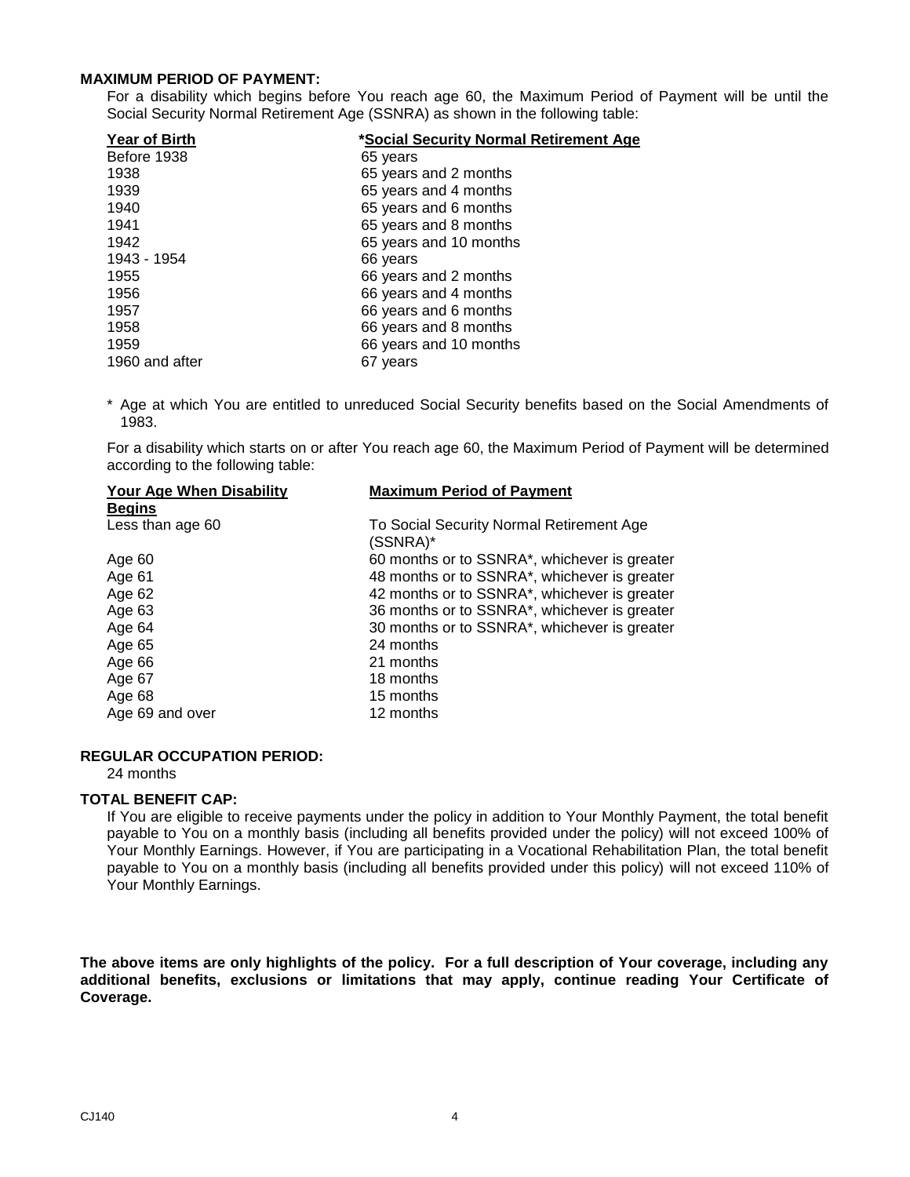**MAXIMUM PERIOD OF PAYMENT:**

For a disability which begins before You reach age 60, the Maximum Period of Payment will be until the Social Security Normal Retirement Age (SSNRA) as shown in the following table:

| Year of Birth | *Social Security Normal Retirement Age |
|---|---|
| Before 1938 | 65 years |
| 1938 | 65 years and 2 months |
| 1939 | 65 years and 4 months |
| 1940 | 65 years and 6 months |
| 1941 | 65 years and 8 months |
| 1942 | 65 years and 10 months |
| 1943 - 1954 | 66 years |
| 1955 | 66 years and 2 months |
| 1956 | 66 years and 4 months |
| 1957 | 66 years and 6 months |
| 1958 | 66 years and 8 months |
| 1959 | 66 years and 10 months |
| 1960 and after | 67 years |

* Age at which You are entitled to unreduced Social Security benefits based on the Social Amendments of 1983.

For a disability which starts on or after You reach age 60, the Maximum Period of Payment will be determined according to the following table:

| Your Age When Disability Begins | Maximum Period of Payment |
|---|---|
| Less than age 60 | To Social Security Normal Retirement Age (SSNRA)* |
| Age 60 | 60 months or to SSNRA*, whichever is greater |
| Age 61 | 48 months or to SSNRA*, whichever is greater |
| Age 62 | 42 months or to SSNRA*, whichever is greater |
| Age 63 | 36 months or to SSNRA*, whichever is greater |
| Age 64 | 30 months or to SSNRA*, whichever is greater |
| Age 65 | 24 months |
| Age 66 | 21 months |
| Age 67 | 18 months |
| Age 68 | 15 months |
| Age 69 and over | 12 months |

**REGULAR OCCUPATION PERIOD:**

24 months

**TOTAL BENEFIT CAP:**

If You are eligible to receive payments under the policy in addition to Your Monthly Payment, the total benefit payable to You on a monthly basis (including all benefits provided under the policy) will not exceed 100% of Your Monthly Earnings. However, if You are participating in a Vocational Rehabilitation Plan, the total benefit payable to You on a monthly basis (including all benefits provided under this policy) will not exceed 110% of Your Monthly Earnings.

**The above items are only highlights of the policy. For a full description of Your coverage, including any additional benefits, exclusions or limitations that may apply, continue reading Your Certificate of Coverage.**

CJ140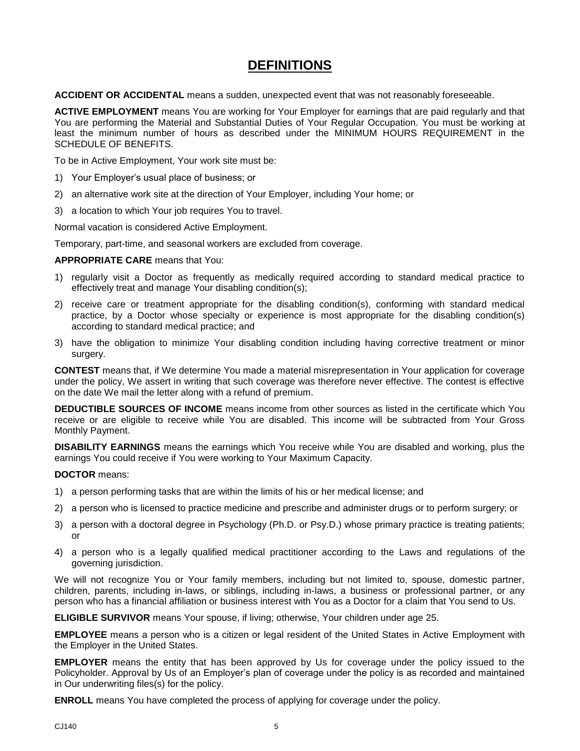# DEFINITIONS

**ACCIDENT OR ACCIDENTAL** means a sudden, unexpected event that was not reasonably foreseeable.

**ACTIVE EMPLOYMENT** means You are working for Your Employer for earnings that are paid regularly and that You are performing the Material and Substantial Duties of Your Regular Occupation. You must be working at least the minimum number of hours as described under the MINIMUM HOURS REQUIREMENT in the SCHEDULE OF BENEFITS.

To be in Active Employment, Your work site must be:

1) Your Employer's usual place of business; or
2) an alternative work site at the direction of Your Employer, including Your home; or
3) a location to which Your job requires You to travel.

Normal vacation is considered Active Employment.

Temporary, part-time, and seasonal workers are excluded from coverage.

**APPROPRIATE CARE** means that You:

1) regularly visit a Doctor as frequently as medically required according to standard medical practice to effectively treat and manage Your disabling condition(s);
2) receive care or treatment appropriate for the disabling condition(s), conforming with standard medical practice, by a Doctor whose specialty or experience is most appropriate for the disabling condition(s) according to standard medical practice; and
3) have the obligation to minimize Your disabling condition including having corrective treatment or minor surgery.

**CONTEST** means that, if We determine You made a material misrepresentation in Your application for coverage under the policy, We assert in writing that such coverage was therefore never effective. The contest is effective on the date We mail the letter along with a refund of premium.

**DEDUCTIBLE SOURCES OF INCOME** means income from other sources as listed in the certificate which You receive or are eligible to receive while You are disabled. This income will be subtracted from Your Gross Monthly Payment.

**DISABILITY EARNINGS** means the earnings which You receive while You are disabled and working, plus the earnings You could receive if You were working to Your Maximum Capacity.

**DOCTOR** means:

1) a person performing tasks that are within the limits of his or her medical license; and
2) a person who is licensed to practice medicine and prescribe and administer drugs or to perform surgery; or
3) a person with a doctoral degree in Psychology (Ph.D. or Psy.D.) whose primary practice is treating patients; or
4) a person who is a legally qualified medical practitioner according to the Laws and regulations of the governing jurisdiction.

We will not recognize You or Your family members, including but not limited to, spouse, domestic partner, children, parents, including in-laws, or siblings, including in-laws, a business or professional partner, or any person who has a financial affiliation or business interest with You as a Doctor for a claim that You send to Us.

**ELIGIBLE SURVIVOR** means Your spouse, if living; otherwise, Your children under age 25.

**EMPLOYEE** means a person who is a citizen or legal resident of the United States in Active Employment with the Employer in the United States.

**EMPLOYER** means the entity that has been approved by Us for coverage under the policy issued to the Policyholder. Approval by Us of an Employer's plan of coverage under the policy is as recorded and maintained in Our underwriting files(s) for the policy.

**ENROLL** means You have completed the process of applying for coverage under the policy.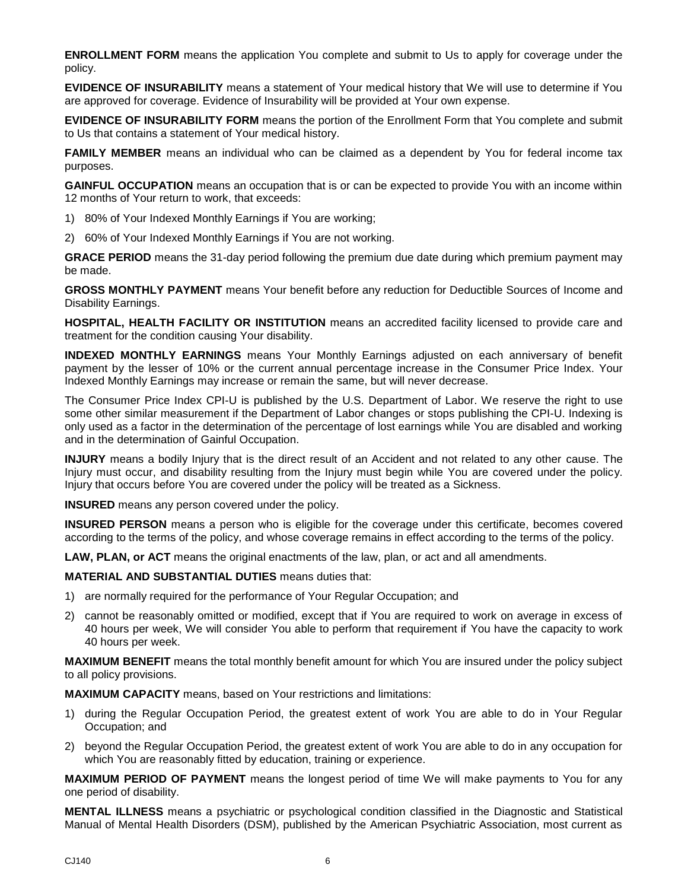**ENROLLMENT FORM** means the application You complete and submit to Us to apply for coverage under the policy.

**EVIDENCE OF INSURABILITY** means a statement of Your medical history that We will use to determine if You are approved for coverage. Evidence of Insurability will be provided at Your own expense.

**EVIDENCE OF INSURABILITY FORM** means the portion of the Enrollment Form that You complete and submit to Us that contains a statement of Your medical history.

**FAMILY MEMBER** means an individual who can be claimed as a dependent by You for federal income tax purposes.

**GAINFUL OCCUPATION** means an occupation that is or can be expected to provide You with an income within 12 months of Your return to work, that exceeds:

1) 80% of Your Indexed Monthly Earnings if You are working;
2) 60% of Your Indexed Monthly Earnings if You are not working.

**GRACE PERIOD** means the 31-day period following the premium due date during which premium payment may be made.

**GROSS MONTHLY PAYMENT** means Your benefit before any reduction for Deductible Sources of Income and Disability Earnings.

**HOSPITAL, HEALTH FACILITY OR INSTITUTION** means an accredited facility licensed to provide care and treatment for the condition causing Your disability.

**INDEXED MONTHLY EARNINGS** means Your Monthly Earnings adjusted on each anniversary of benefit payment by the lesser of 10% or the current annual percentage increase in the Consumer Price Index. Your Indexed Monthly Earnings may increase or remain the same, but will never decrease.

The Consumer Price Index CPI-U is published by the U.S. Department of Labor. We reserve the right to use some other similar measurement if the Department of Labor changes or stops publishing the CPI-U. Indexing is only used as a factor in the determination of the percentage of lost earnings while You are disabled and working and in the determination of Gainful Occupation.

**INJURY** means a bodily Injury that is the direct result of an Accident and not related to any other cause. The Injury must occur, and disability resulting from the Injury must begin while You are covered under the policy. Injury that occurs before You are covered under the policy will be treated as a Sickness.

**INSURED** means any person covered under the policy.

**INSURED PERSON** means a person who is eligible for the coverage under this certificate, becomes covered according to the terms of the policy, and whose coverage remains in effect according to the terms of the policy.

**LAW, PLAN, or ACT** means the original enactments of the law, plan, or act and all amendments.

**MATERIAL AND SUBSTANTIAL DUTIES** means duties that:

1) are normally required for the performance of Your Regular Occupation; and
2) cannot be reasonably omitted or modified, except that if You are required to work on average in excess of 40 hours per week, We will consider You able to perform that requirement if You have the capacity to work 40 hours per week.

**MAXIMUM BENEFIT** means the total monthly benefit amount for which You are insured under the policy subject to all policy provisions.

**MAXIMUM CAPACITY** means, based on Your restrictions and limitations:

1) during the Regular Occupation Period, the greatest extent of work You are able to do in Your Regular Occupation; and
2) beyond the Regular Occupation Period, the greatest extent of work You are able to do in any occupation for which You are reasonably fitted by education, training or experience.

**MAXIMUM PERIOD OF PAYMENT** means the longest period of time We will make payments to You for any one period of disability.

**MENTAL ILLNESS** means a psychiatric or psychological condition classified in the Diagnostic and Statistical Manual of Mental Health Disorders (DSM), published by the American Psychiatric Association, most current as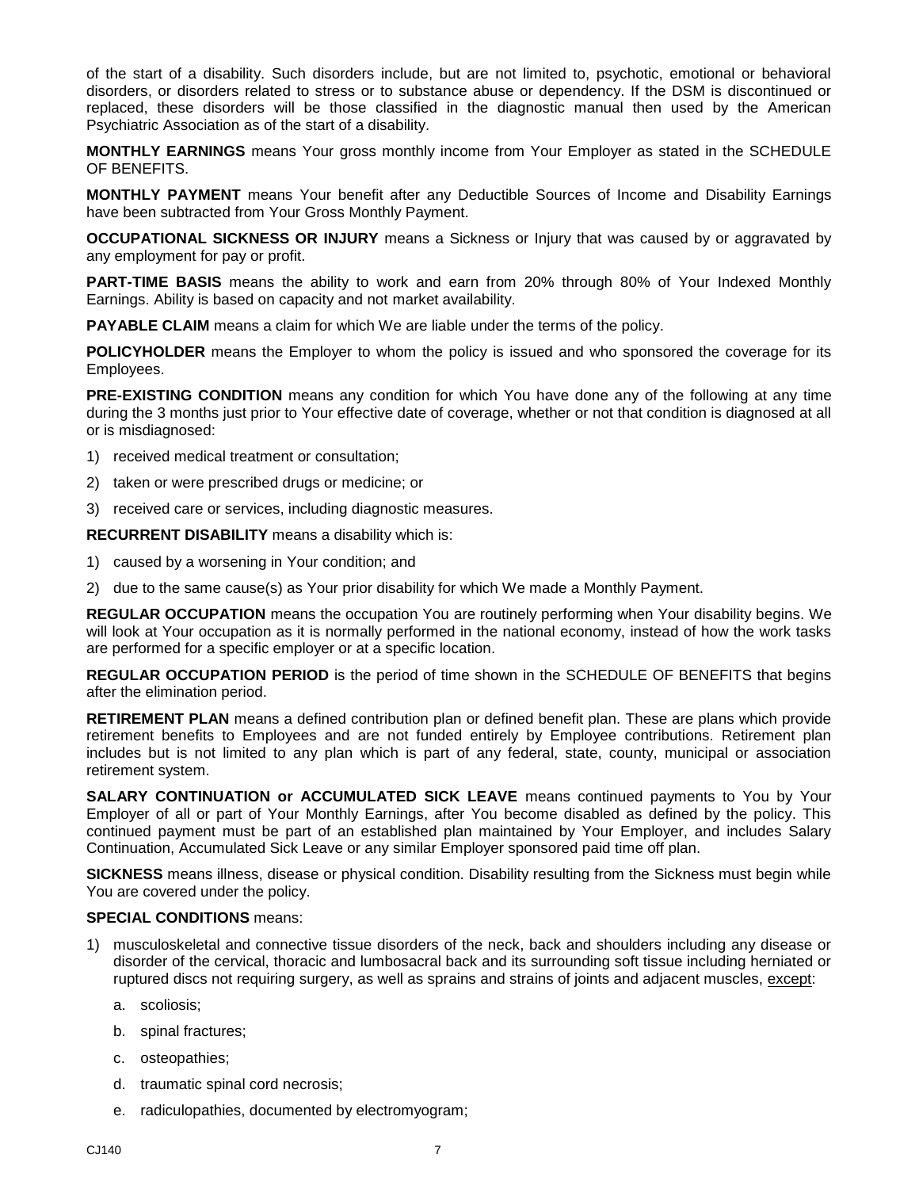of the start of a disability. Such disorders include, but are not limited to, psychotic, emotional or behavioral disorders, or disorders related to stress or to substance abuse or dependency. If the DSM is discontinued or replaced, these disorders will be those classified in the diagnostic manual then used by the American Psychiatric Association as of the start of a disability.

**MONTHLY EARNINGS** means Your gross monthly income from Your Employer as stated in the SCHEDULE OF BENEFITS.

**MONTHLY PAYMENT** means Your benefit after any Deductible Sources of Income and Disability Earnings have been subtracted from Your Gross Monthly Payment.

**OCCUPATIONAL SICKNESS OR INJURY** means a Sickness or Injury that was caused by or aggravated by any employment for pay or profit.

**PART-TIME BASIS** means the ability to work and earn from 20% through 80% of Your Indexed Monthly Earnings. Ability is based on capacity and not market availability.

**PAYABLE CLAIM** means a claim for which We are liable under the terms of the policy.

**POLICYHOLDER** means the Employer to whom the policy is issued and who sponsored the coverage for its Employees.

**PRE-EXISTING CONDITION** means any condition for which You have done any of the following at any time during the 3 months just prior to Your effective date of coverage, whether or not that condition is diagnosed at all or is misdiagnosed:

1) received medical treatment or consultation;
2) taken or were prescribed drugs or medicine; or
3) received care or services, including diagnostic measures.

**RECURRENT DISABILITY** means a disability which is:

1) caused by a worsening in Your condition; and
2) due to the same cause(s) as Your prior disability for which We made a Monthly Payment.

**REGULAR OCCUPATION** means the occupation You are routinely performing when Your disability begins. We will look at Your occupation as it is normally performed in the national economy, instead of how the work tasks are performed for a specific employer or at a specific location.

**REGULAR OCCUPATION PERIOD** is the period of time shown in the SCHEDULE OF BENEFITS that begins after the elimination period.

**RETIREMENT PLAN** means a defined contribution plan or defined benefit plan. These are plans which provide retirement benefits to Employees and are not funded entirely by Employee contributions. Retirement plan includes but is not limited to any plan which is part of any federal, state, county, municipal or association retirement system.

**SALARY CONTINUATION or ACCUMULATED SICK LEAVE** means continued payments to You by Your Employer of all or part of Your Monthly Earnings, after You become disabled as defined by the policy. This continued payment must be part of an established plan maintained by Your Employer, and includes Salary Continuation, Accumulated Sick Leave or any similar Employer sponsored paid time off plan.

**SICKNESS** means illness, disease or physical condition. Disability resulting from the Sickness must begin while You are covered under the policy.

**SPECIAL CONDITIONS** means:

1) musculoskeletal and connective tissue disorders of the neck, back and shoulders including any disease or disorder of the cervical, thoracic and lumbosacral back and its surrounding soft tissue including herniated or ruptured discs not requiring surgery, as well as sprains and strains of joints and adjacent muscles, <u>except</u>:
   a. scoliosis;
   b. spinal fractures;
   c. osteopathies;
   d. traumatic spinal cord necrosis;
   e. radiculopathies, documented by electromyogram;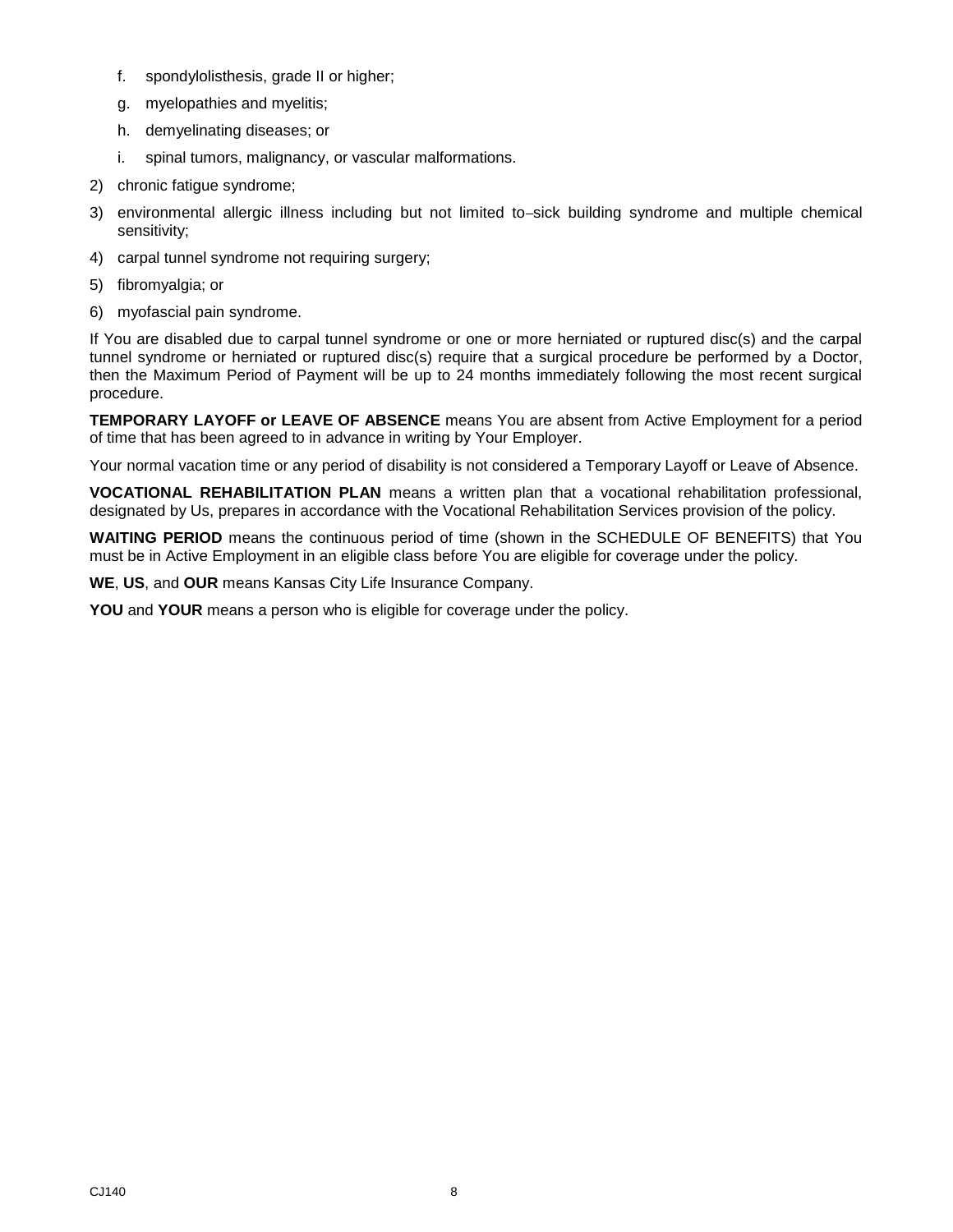f. spondylolisthesis, grade II or higher;
    g. myelopathies and myelitis;
    h. demyelinating diseases; or
    i. spinal tumors, malignancy, or vascular malformations.

2) chronic fatigue syndrome;
3) environmental allergic illness including but not limited to–sick building syndrome and multiple chemical sensitivity;
4) carpal tunnel syndrome not requiring surgery;
5) fibromyalgia; or
6) myofascial pain syndrome.

If You are disabled due to carpal tunnel syndrome or one or more herniated or ruptured disc(s) and the carpal tunnel syndrome or herniated or ruptured disc(s) require that a surgical procedure be performed by a Doctor, then the Maximum Period of Payment will be up to 24 months immediately following the most recent surgical procedure.

**TEMPORARY LAYOFF or LEAVE OF ABSENCE** means You are absent from Active Employment for a period of time that has been agreed to in advance in writing by Your Employer.

Your normal vacation time or any period of disability is not considered a Temporary Layoff or Leave of Absence.

**VOCATIONAL REHABILITATION PLAN** means a written plan that a vocational rehabilitation professional, designated by Us, prepares in accordance with the Vocational Rehabilitation Services provision of the policy.

**WAITING PERIOD** means the continuous period of time (shown in the SCHEDULE OF BENEFITS) that You must be in Active Employment in an eligible class before You are eligible for coverage under the policy.

**WE**, **US**, and **OUR** means Kansas City Life Insurance Company.

**YOU** and **YOUR** means a person who is eligible for coverage under the policy.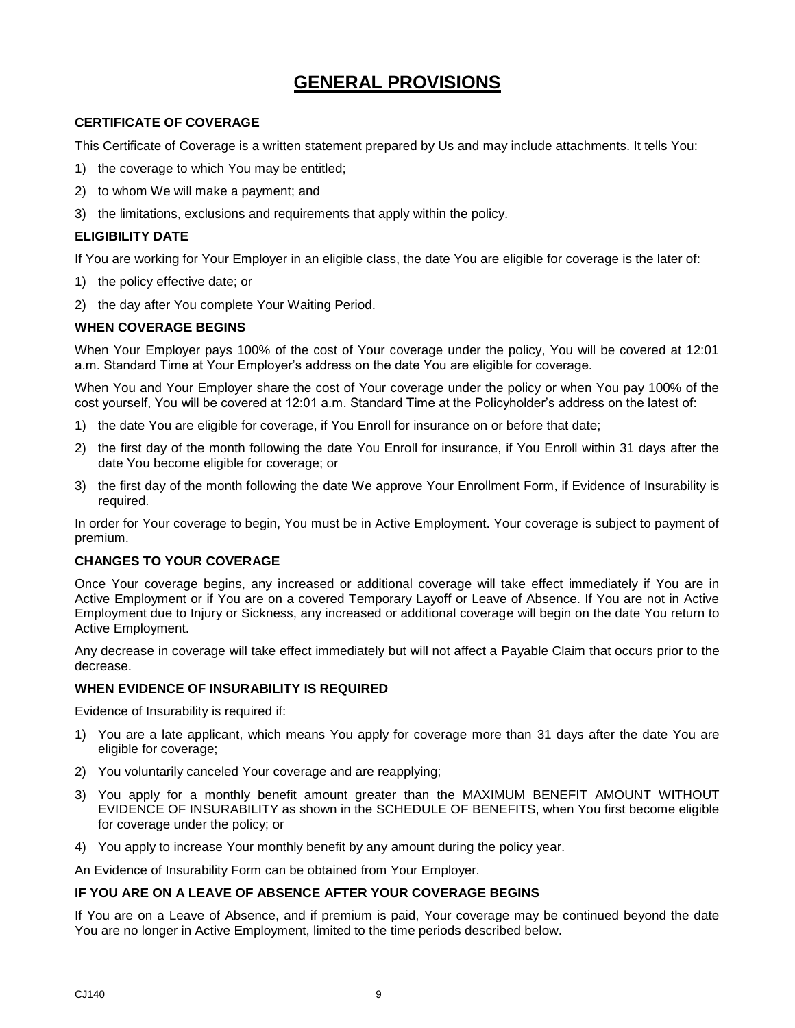# GENERAL PROVISIONS

### CERTIFICATE OF COVERAGE

This Certificate of Coverage is a written statement prepared by Us and may include attachments. It tells You:

1) the coverage to which You may be entitled;
2) to whom We will make a payment; and
3) the limitations, exclusions and requirements that apply within the policy.

### ELIGIBILITY DATE

If You are working for Your Employer in an eligible class, the date You are eligible for coverage is the later of:

1) the policy effective date; or
2) the day after You complete Your Waiting Period.

### WHEN COVERAGE BEGINS

When Your Employer pays 100% of the cost of Your coverage under the policy, You will be covered at 12:01 a.m. Standard Time at Your Employer's address on the date You are eligible for coverage.

When You and Your Employer share the cost of Your coverage under the policy or when You pay 100% of the cost yourself, You will be covered at 12:01 a.m. Standard Time at the Policyholder's address on the latest of:

1) the date You are eligible for coverage, if You Enroll for insurance on or before that date;
2) the first day of the month following the date You Enroll for insurance, if You Enroll within 31 days after the date You become eligible for coverage; or
3) the first day of the month following the date We approve Your Enrollment Form, if Evidence of Insurability is required.

In order for Your coverage to begin, You must be in Active Employment. Your coverage is subject to payment of premium.

### CHANGES TO YOUR COVERAGE

Once Your coverage begins, any increased or additional coverage will take effect immediately if You are in Active Employment or if You are on a covered Temporary Layoff or Leave of Absence. If You are not in Active Employment due to Injury or Sickness, any increased or additional coverage will begin on the date You return to Active Employment.

Any decrease in coverage will take effect immediately but will not affect a Payable Claim that occurs prior to the decrease.

### WHEN EVIDENCE OF INSURABILITY IS REQUIRED

Evidence of Insurability is required if:

1) You are a late applicant, which means You apply for coverage more than 31 days after the date You are eligible for coverage;
2) You voluntarily canceled Your coverage and are reapplying;
3) You apply for a monthly benefit amount greater than the MAXIMUM BENEFIT AMOUNT WITHOUT EVIDENCE OF INSURABILITY as shown in the SCHEDULE OF BENEFITS, when You first become eligible for coverage under the policy; or
4) You apply to increase Your monthly benefit by any amount during the policy year.

An Evidence of Insurability Form can be obtained from Your Employer.

### IF YOU ARE ON A LEAVE OF ABSENCE AFTER YOUR COVERAGE BEGINS

If You are on a Leave of Absence, and if premium is paid, Your coverage may be continued beyond the date You are no longer in Active Employment, limited to the time periods described below.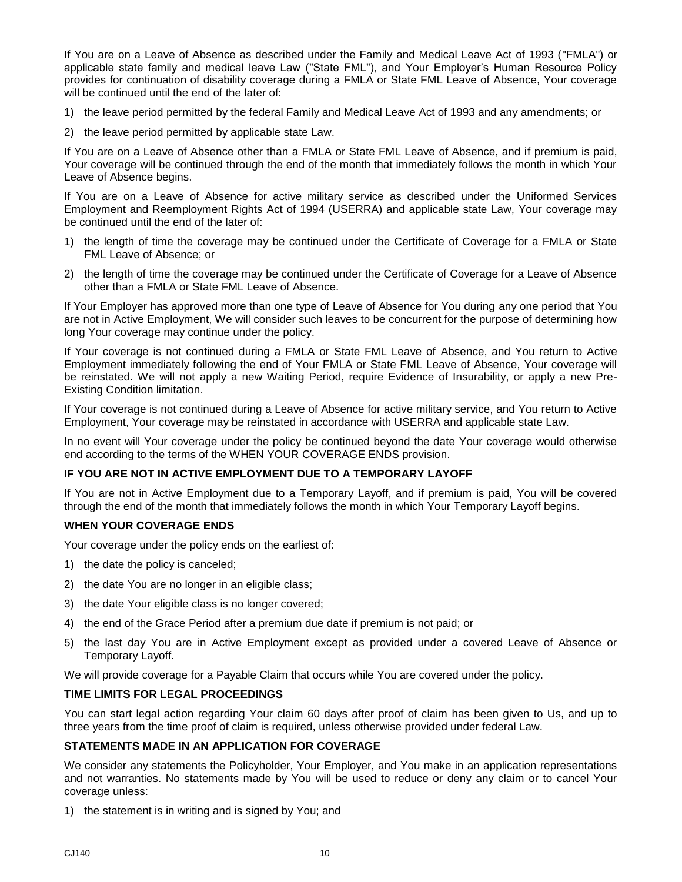If You are on a Leave of Absence as described under the Family and Medical Leave Act of 1993 ("FMLA") or applicable state family and medical leave Law ("State FML"), and Your Employer's Human Resource Policy provides for continuation of disability coverage during a FMLA or State FML Leave of Absence, Your coverage will be continued until the end of the later of:

1) the leave period permitted by the federal Family and Medical Leave Act of 1993 and any amendments; or
2) the leave period permitted by applicable state Law.

If You are on a Leave of Absence other than a FMLA or State FML Leave of Absence, and if premium is paid, Your coverage will be continued through the end of the month that immediately follows the month in which Your Leave of Absence begins.

If You are on a Leave of Absence for active military service as described under the Uniformed Services Employment and Reemployment Rights Act of 1994 (USERRA) and applicable state Law, Your coverage may be continued until the end of the later of:

1) the length of time the coverage may be continued under the Certificate of Coverage for a FMLA or State FML Leave of Absence; or
2) the length of time the coverage may be continued under the Certificate of Coverage for a Leave of Absence other than a FMLA or State FML Leave of Absence.

If Your Employer has approved more than one type of Leave of Absence for You during any one period that You are not in Active Employment, We will consider such leaves to be concurrent for the purpose of determining how long Your coverage may continue under the policy.

If Your coverage is not continued during a FMLA or State FML Leave of Absence, and You return to Active Employment immediately following the end of Your FMLA or State FML Leave of Absence, Your coverage will be reinstated. We will not apply a new Waiting Period, require Evidence of Insurability, or apply a new Pre-Existing Condition limitation.

If Your coverage is not continued during a Leave of Absence for active military service, and You return to Active Employment, Your coverage may be reinstated in accordance with USERRA and applicable state Law.

In no event will Your coverage under the policy be continued beyond the date Your coverage would otherwise end according to the terms of the WHEN YOUR COVERAGE ENDS provision.

**IF YOU ARE NOT IN ACTIVE EMPLOYMENT DUE TO A TEMPORARY LAYOFF**

If You are not in Active Employment due to a Temporary Layoff, and if premium is paid, You will be covered through the end of the month that immediately follows the month in which Your Temporary Layoff begins.

**WHEN YOUR COVERAGE ENDS**

Your coverage under the policy ends on the earliest of:

1) the date the policy is canceled;
2) the date You are no longer in an eligible class;
3) the date Your eligible class is no longer covered;
4) the end of the Grace Period after a premium due date if premium is not paid; or
5) the last day You are in Active Employment except as provided under a covered Leave of Absence or Temporary Layoff.

We will provide coverage for a Payable Claim that occurs while You are covered under the policy.

**TIME LIMITS FOR LEGAL PROCEEDINGS**

You can start legal action regarding Your claim 60 days after proof of claim has been given to Us, and up to three years from the time proof of claim is required, unless otherwise provided under federal Law.

**STATEMENTS MADE IN AN APPLICATION FOR COVERAGE**

We consider any statements the Policyholder, Your Employer, and You make in an application representations and not warranties. No statements made by You will be used to reduce or deny any claim or to cancel Your coverage unless:

1) the statement is in writing and is signed by You; and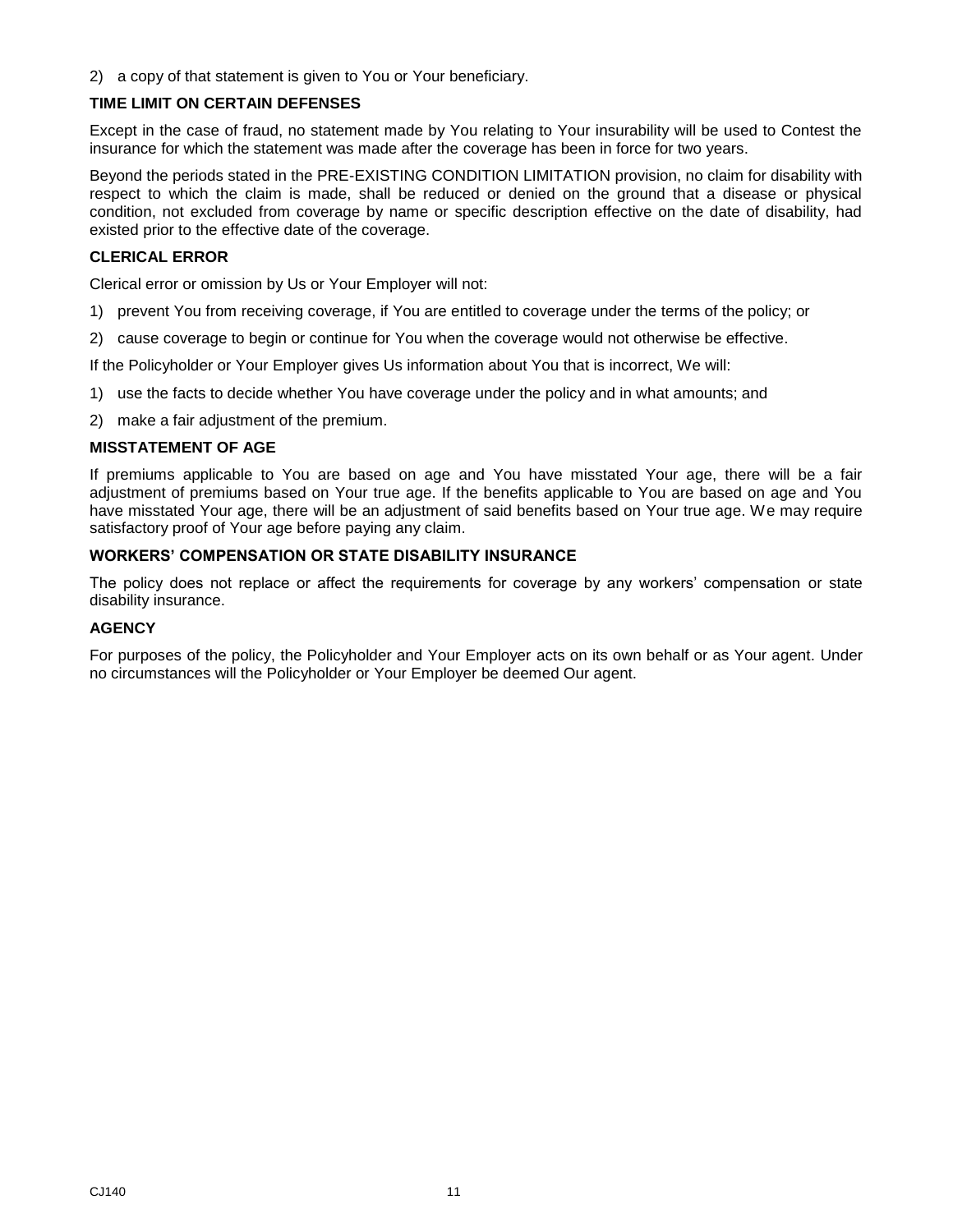2) a copy of that statement is given to You or Your beneficiary.

### TIME LIMIT ON CERTAIN DEFENSES

Except in the case of fraud, no statement made by You relating to Your insurability will be used to Contest the insurance for which the statement was made after the coverage has been in force for two years.

Beyond the periods stated in the PRE-EXISTING CONDITION LIMITATION provision, no claim for disability with respect to which the claim is made, shall be reduced or denied on the ground that a disease or physical condition, not excluded from coverage by name or specific description effective on the date of disability, had existed prior to the effective date of the coverage.

### CLERICAL ERROR

Clerical error or omission by Us or Your Employer will not:

1) prevent You from receiving coverage, if You are entitled to coverage under the terms of the policy; or
2) cause coverage to begin or continue for You when the coverage would not otherwise be effective.

If the Policyholder or Your Employer gives Us information about You that is incorrect, We will:

1) use the facts to decide whether You have coverage under the policy and in what amounts; and
2) make a fair adjustment of the premium.

### MISSTATEMENT OF AGE

If premiums applicable to You are based on age and You have misstated Your age, there will be a fair adjustment of premiums based on Your true age. If the benefits applicable to You are based on age and You have misstated Your age, there will be an adjustment of said benefits based on Your true age. We may require satisfactory proof of Your age before paying any claim.

### WORKERS' COMPENSATION OR STATE DISABILITY INSURANCE

The policy does not replace or affect the requirements for coverage by any workers' compensation or state disability insurance.

### AGENCY

For purposes of the policy, the Policyholder and Your Employer acts on its own behalf or as Your agent. Under no circumstances will the Policyholder or Your Employer be deemed Our agent.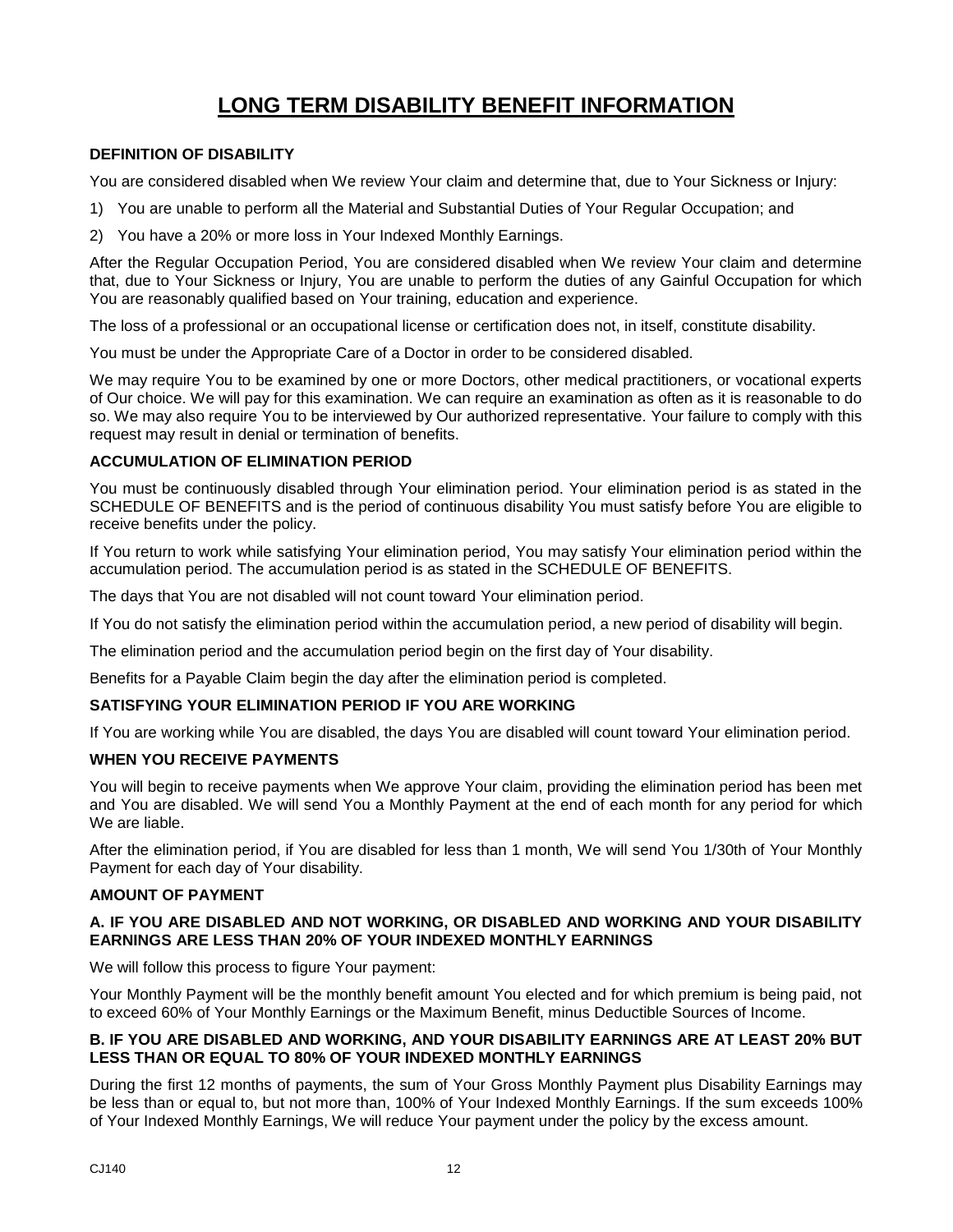# LONG TERM DISABILITY BENEFIT INFORMATION

### DEFINITION OF DISABILITY

You are considered disabled when We review Your claim and determine that, due to Your Sickness or Injury:

1) You are unable to perform all the Material and Substantial Duties of Your Regular Occupation; and
2) You have a 20% or more loss in Your Indexed Monthly Earnings.

After the Regular Occupation Period, You are considered disabled when We review Your claim and determine that, due to Your Sickness or Injury, You are unable to perform the duties of any Gainful Occupation for which You are reasonably qualified based on Your training, education and experience.

The loss of a professional or an occupational license or certification does not, in itself, constitute disability.

You must be under the Appropriate Care of a Doctor in order to be considered disabled.

We may require You to be examined by one or more Doctors, other medical practitioners, or vocational experts of Our choice. We will pay for this examination. We can require an examination as often as it is reasonable to do so. We may also require You to be interviewed by Our authorized representative. Your failure to comply with this request may result in denial or termination of benefits.

### ACCUMULATION OF ELIMINATION PERIOD

You must be continuously disabled through Your elimination period. Your elimination period is as stated in the SCHEDULE OF BENEFITS and is the period of continuous disability You must satisfy before You are eligible to receive benefits under the policy.

If You return to work while satisfying Your elimination period, You may satisfy Your elimination period within the accumulation period. The accumulation period is as stated in the SCHEDULE OF BENEFITS.

The days that You are not disabled will not count toward Your elimination period.

If You do not satisfy the elimination period within the accumulation period, a new period of disability will begin.

The elimination period and the accumulation period begin on the first day of Your disability.

Benefits for a Payable Claim begin the day after the elimination period is completed.

### SATISFYING YOUR ELIMINATION PERIOD IF YOU ARE WORKING

If You are working while You are disabled, the days You are disabled will count toward Your elimination period.

### WHEN YOU RECEIVE PAYMENTS

You will begin to receive payments when We approve Your claim, providing the elimination period has been met and You are disabled. We will send You a Monthly Payment at the end of each month for any period for which We are liable.

After the elimination period, if You are disabled for less than 1 month, We will send You 1/30th of Your Monthly Payment for each day of Your disability.

### AMOUNT OF PAYMENT

#### A. IF YOU ARE DISABLED AND NOT WORKING, OR DISABLED AND WORKING AND YOUR DISABILITY EARNINGS ARE LESS THAN 20% OF YOUR INDEXED MONTHLY EARNINGS

We will follow this process to figure Your payment:

Your Monthly Payment will be the monthly benefit amount You elected and for which premium is being paid, not to exceed 60% of Your Monthly Earnings or the Maximum Benefit, minus Deductible Sources of Income.

#### B. IF YOU ARE DISABLED AND WORKING, AND YOUR DISABILITY EARNINGS ARE AT LEAST 20% BUT LESS THAN OR EQUAL TO 80% OF YOUR INDEXED MONTHLY EARNINGS

During the first 12 months of payments, the sum of Your Gross Monthly Payment plus Disability Earnings may be less than or equal to, but not more than, 100% of Your Indexed Monthly Earnings. If the sum exceeds 100% of Your Indexed Monthly Earnings, We will reduce Your payment under the policy by the excess amount.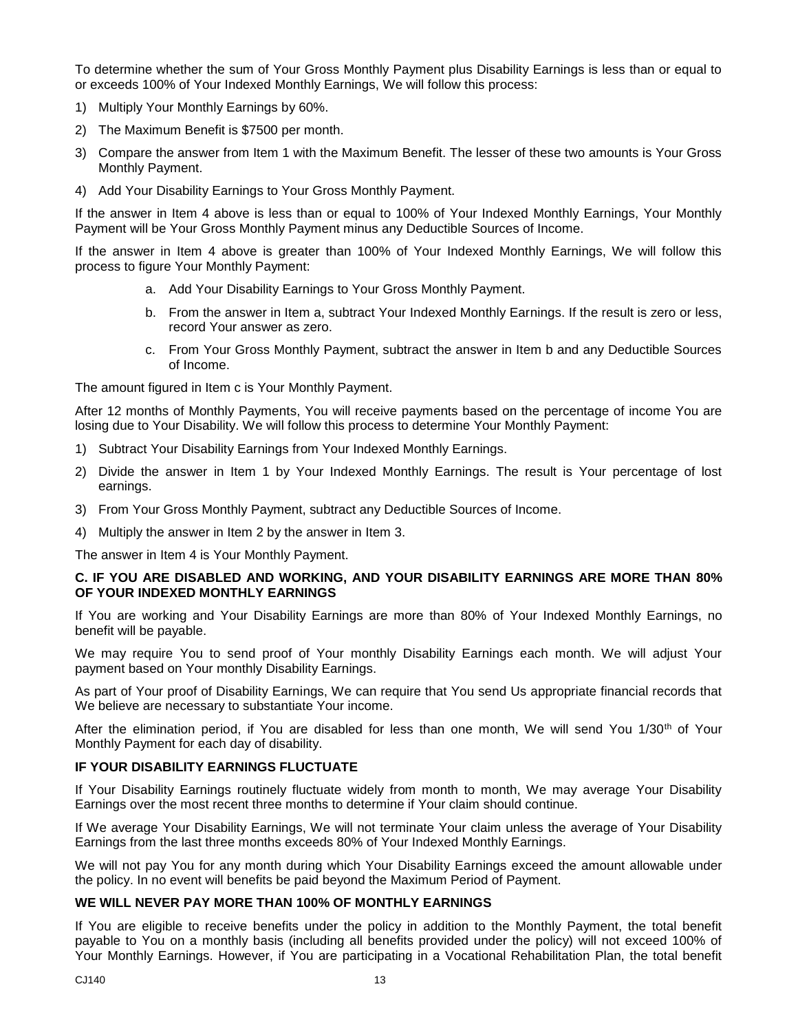To determine whether the sum of Your Gross Monthly Payment plus Disability Earnings is less than or equal to or exceeds 100% of Your Indexed Monthly Earnings, We will follow this process:

1) Multiply Your Monthly Earnings by 60%.
2) The Maximum Benefit is $7500 per month.
3) Compare the answer from Item 1 with the Maximum Benefit. The lesser of these two amounts is Your Gross Monthly Payment.
4) Add Your Disability Earnings to Your Gross Monthly Payment.

If the answer in Item 4 above is less than or equal to 100% of Your Indexed Monthly Earnings, Your Monthly Payment will be Your Gross Monthly Payment minus any Deductible Sources of Income.

If the answer in Item 4 above is greater than 100% of Your Indexed Monthly Earnings, We will follow this process to figure Your Monthly Payment:

a. Add Your Disability Earnings to Your Gross Monthly Payment.
b. From the answer in Item a, subtract Your Indexed Monthly Earnings. If the result is zero or less, record Your answer as zero.
c. From Your Gross Monthly Payment, subtract the answer in Item b and any Deductible Sources of Income.

The amount figured in Item c is Your Monthly Payment.

After 12 months of Monthly Payments, You will receive payments based on the percentage of income You are losing due to Your Disability. We will follow this process to determine Your Monthly Payment:

1) Subtract Your Disability Earnings from Your Indexed Monthly Earnings.
2) Divide the answer in Item 1 by Your Indexed Monthly Earnings. The result is Your percentage of lost earnings.
3) From Your Gross Monthly Payment, subtract any Deductible Sources of Income.
4) Multiply the answer in Item 2 by the answer in Item 3.

The answer in Item 4 is Your Monthly Payment.

**C. IF YOU ARE DISABLED AND WORKING, AND YOUR DISABILITY EARNINGS ARE MORE THAN 80% OF YOUR INDEXED MONTHLY EARNINGS**

If You are working and Your Disability Earnings are more than 80% of Your Indexed Monthly Earnings, no benefit will be payable.

We may require You to send proof of Your monthly Disability Earnings each month. We will adjust Your payment based on Your monthly Disability Earnings.

As part of Your proof of Disability Earnings, We can require that You send Us appropriate financial records that We believe are necessary to substantiate Your income.

After the elimination period, if You are disabled for less than one month, We will send You 1/30th of Your Monthly Payment for each day of disability.

**IF YOUR DISABILITY EARNINGS FLUCTUATE**

If Your Disability Earnings routinely fluctuate widely from month to month, We may average Your Disability Earnings over the most recent three months to determine if Your claim should continue.

If We average Your Disability Earnings, We will not terminate Your claim unless the average of Your Disability Earnings from the last three months exceeds 80% of Your Indexed Monthly Earnings.

We will not pay You for any month during which Your Disability Earnings exceed the amount allowable under the policy. In no event will benefits be paid beyond the Maximum Period of Payment.

**WE WILL NEVER PAY MORE THAN 100% OF MONTHLY EARNINGS**

If You are eligible to receive benefits under the policy in addition to the Monthly Payment, the total benefit payable to You on a monthly basis (including all benefits provided under the policy) will not exceed 100% of Your Monthly Earnings. However, if You are participating in a Vocational Rehabilitation Plan, the total benefit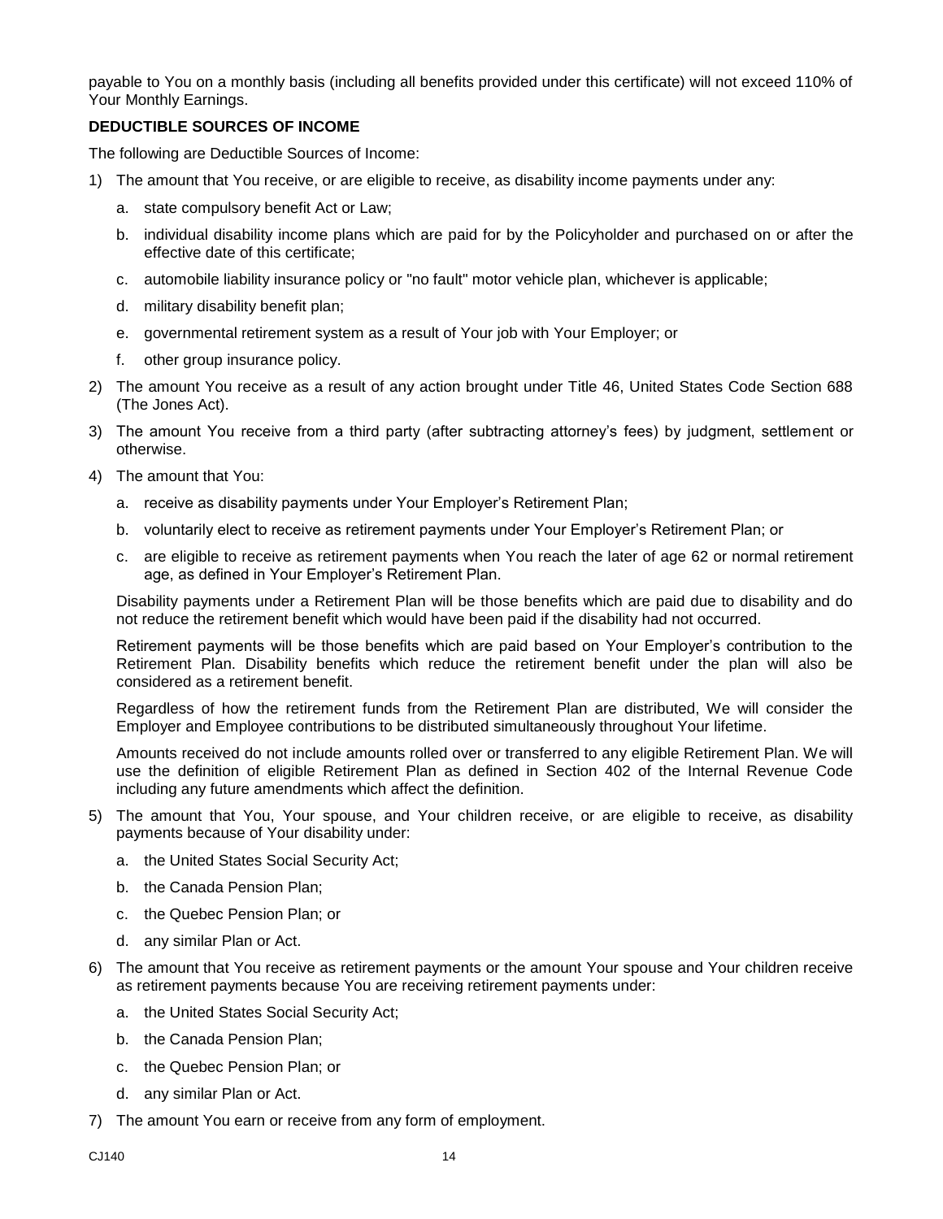payable to You on a monthly basis (including all benefits provided under this certificate) will not exceed 110% of Your Monthly Earnings.

**DEDUCTIBLE SOURCES OF INCOME**

The following are Deductible Sources of Income:

1) The amount that You receive, or are eligible to receive, as disability income payments under any:
   a. state compulsory benefit Act or Law;
   b. individual disability income plans which are paid for by the Policyholder and purchased on or after the effective date of this certificate;
   c. automobile liability insurance policy or "no fault" motor vehicle plan, whichever is applicable;
   d. military disability benefit plan;
   e. governmental retirement system as a result of Your job with Your Employer; or
   f. other group insurance policy.
2) The amount You receive as a result of any action brought under Title 46, United States Code Section 688 (The Jones Act).
3) The amount You receive from a third party (after subtracting attorney's fees) by judgment, settlement or otherwise.
4) The amount that You:
   a. receive as disability payments under Your Employer's Retirement Plan;
   b. voluntarily elect to receive as retirement payments under Your Employer's Retirement Plan; or
   c. are eligible to receive as retirement payments when You reach the later of age 62 or normal retirement age, as defined in Your Employer's Retirement Plan.

   Disability payments under a Retirement Plan will be those benefits which are paid due to disability and do not reduce the retirement benefit which would have been paid if the disability had not occurred.

   Retirement payments will be those benefits which are paid based on Your Employer's contribution to the Retirement Plan. Disability benefits which reduce the retirement benefit under the plan will also be considered as a retirement benefit.

   Regardless of how the retirement funds from the Retirement Plan are distributed, We will consider the Employer and Employee contributions to be distributed simultaneously throughout Your lifetime.

   Amounts received do not include amounts rolled over or transferred to any eligible Retirement Plan. We will use the definition of eligible Retirement Plan as defined in Section 402 of the Internal Revenue Code including any future amendments which affect the definition.
5) The amount that You, Your spouse, and Your children receive, or are eligible to receive, as disability payments because of Your disability under:
   a. the United States Social Security Act;
   b. the Canada Pension Plan;
   c. the Quebec Pension Plan; or
   d. any similar Plan or Act.
6) The amount that You receive as retirement payments or the amount Your spouse and Your children receive as retirement payments because You are receiving retirement payments under:
   a. the United States Social Security Act;
   b. the Canada Pension Plan;
   c. the Quebec Pension Plan; or
   d. any similar Plan or Act.
7) The amount You earn or receive from any form of employment.

CJ140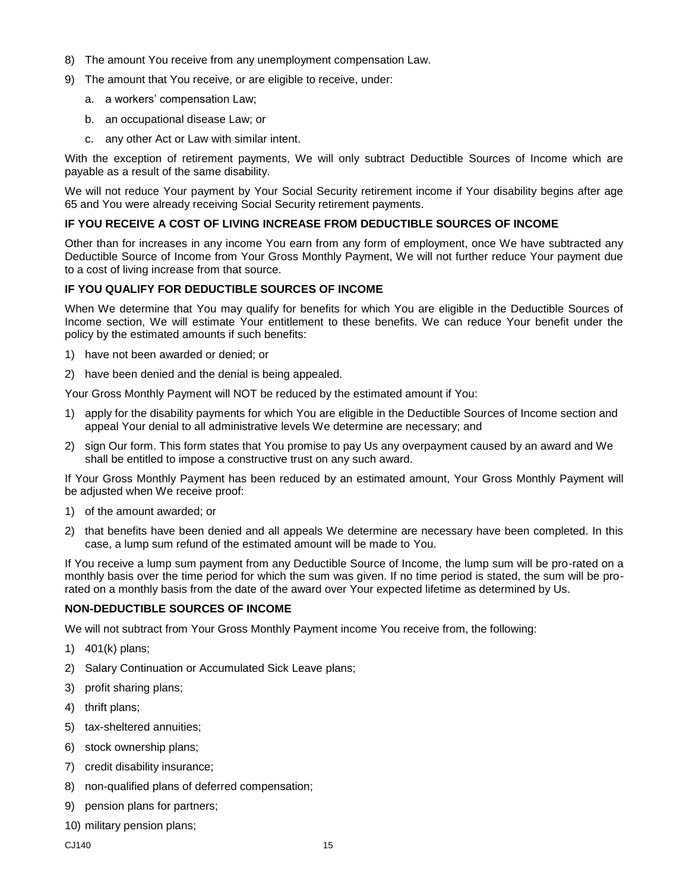8) The amount You receive from any unemployment compensation Law.
9) The amount that You receive, or are eligible to receive, under:
   a. a workers' compensation Law;
   b. an occupational disease Law; or
   c. any other Act or Law with similar intent.

With the exception of retirement payments, We will only subtract Deductible Sources of Income which are payable as a result of the same disability.

We will not reduce Your payment by Your Social Security retirement income if Your disability begins after age 65 and You were already receiving Social Security retirement payments.

**IF YOU RECEIVE A COST OF LIVING INCREASE FROM DEDUCTIBLE SOURCES OF INCOME**

Other than for increases in any income You earn from any form of employment, once We have subtracted any Deductible Source of Income from Your Gross Monthly Payment, We will not further reduce Your payment due to a cost of living increase from that source.

**IF YOU QUALIFY FOR DEDUCTIBLE SOURCES OF INCOME**

When We determine that You may qualify for benefits for which You are eligible in the Deductible Sources of Income section, We will estimate Your entitlement to these benefits. We can reduce Your benefit under the policy by the estimated amounts if such benefits:

1) have not been awarded or denied; or
2) have been denied and the denial is being appealed.

Your Gross Monthly Payment will NOT be reduced by the estimated amount if You:

1) apply for the disability payments for which You are eligible in the Deductible Sources of Income section and appeal Your denial to all administrative levels We determine are necessary; and
2) sign Our form. This form states that You promise to pay Us any overpayment caused by an award and We shall be entitled to impose a constructive trust on any such award.

If Your Gross Monthly Payment has been reduced by an estimated amount, Your Gross Monthly Payment will be adjusted when We receive proof:

1) of the amount awarded; or
2) that benefits have been denied and all appeals We determine are necessary have been completed. In this case, a lump sum refund of the estimated amount will be made to You.

If You receive a lump sum payment from any Deductible Source of Income, the lump sum will be pro-rated on a monthly basis over the time period for which the sum was given. If no time period is stated, the sum will be pro-rated on a monthly basis from the date of the award over Your expected lifetime as determined by Us.

**NON-DEDUCTIBLE SOURCES OF INCOME**

We will not subtract from Your Gross Monthly Payment income You receive from, the following:

1) 401(k) plans;
2) Salary Continuation or Accumulated Sick Leave plans;
3) profit sharing plans;
4) thrift plans;
5) tax-sheltered annuities;
6) stock ownership plans;
7) credit disability insurance;
8) non-qualified plans of deferred compensation;
9) pension plans for partners;
10) military pension plans;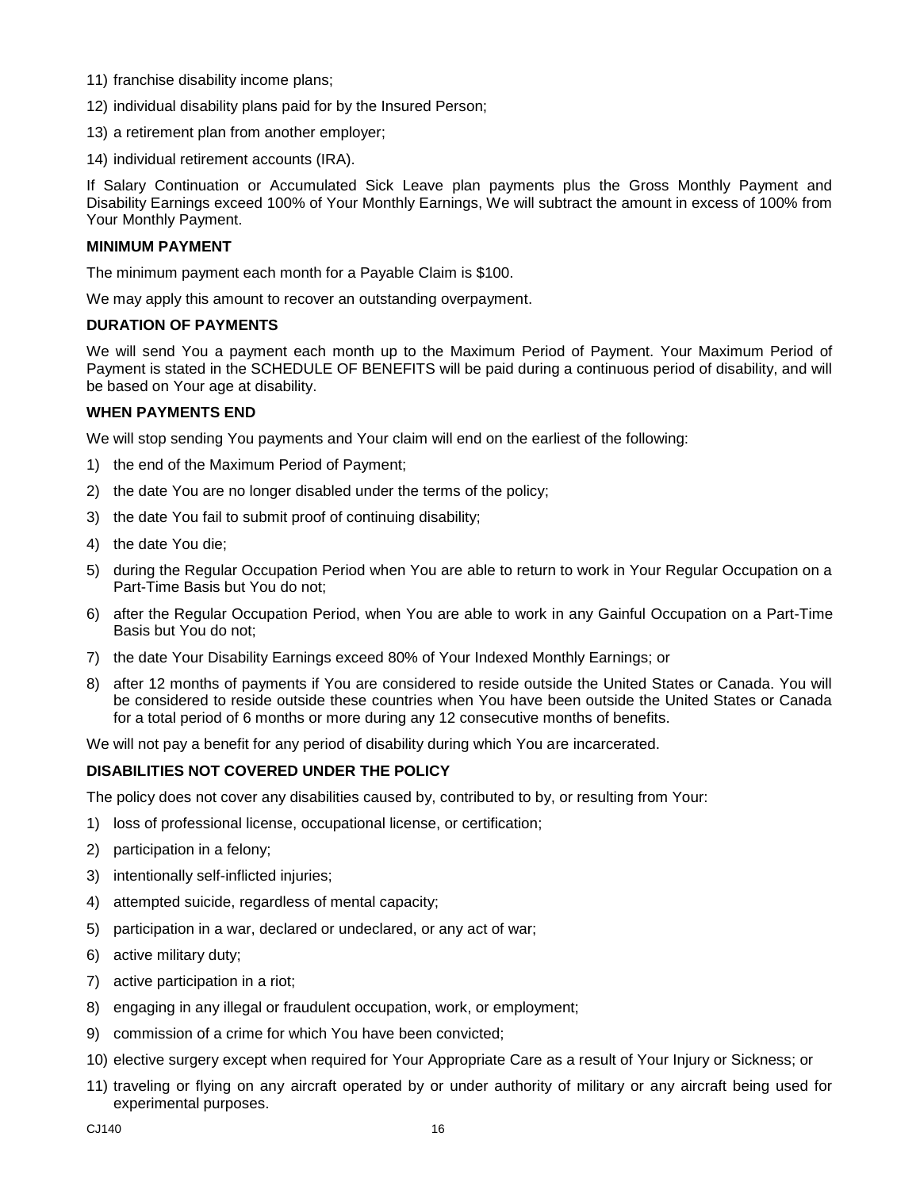11) franchise disability income plans;
12) individual disability plans paid for by the Insured Person;
13) a retirement plan from another employer;
14) individual retirement accounts (IRA).

If Salary Continuation or Accumulated Sick Leave plan payments plus the Gross Monthly Payment and Disability Earnings exceed 100% of Your Monthly Earnings, We will subtract the amount in excess of 100% from Your Monthly Payment.

**MINIMUM PAYMENT**

The minimum payment each month for a Payable Claim is $100.

We may apply this amount to recover an outstanding overpayment.

**DURATION OF PAYMENTS**

We will send You a payment each month up to the Maximum Period of Payment. Your Maximum Period of Payment is stated in the SCHEDULE OF BENEFITS will be paid during a continuous period of disability, and will be based on Your age at disability.

**WHEN PAYMENTS END**

We will stop sending You payments and Your claim will end on the earliest of the following:

1) the end of the Maximum Period of Payment;
2) the date You are no longer disabled under the terms of the policy;
3) the date You fail to submit proof of continuing disability;
4) the date You die;
5) during the Regular Occupation Period when You are able to return to work in Your Regular Occupation on a Part-Time Basis but You do not;
6) after the Regular Occupation Period, when You are able to work in any Gainful Occupation on a Part-Time Basis but You do not;
7) the date Your Disability Earnings exceed 80% of Your Indexed Monthly Earnings; or
8) after 12 months of payments if You are considered to reside outside the United States or Canada. You will be considered to reside outside these countries when You have been outside the United States or Canada for a total period of 6 months or more during any 12 consecutive months of benefits.

We will not pay a benefit for any period of disability during which You are incarcerated.

**DISABILITIES NOT COVERED UNDER THE POLICY**

The policy does not cover any disabilities caused by, contributed to by, or resulting from Your:

1) loss of professional license, occupational license, or certification;
2) participation in a felony;
3) intentionally self-inflicted injuries;
4) attempted suicide, regardless of mental capacity;
5) participation in a war, declared or undeclared, or any act of war;
6) active military duty;
7) active participation in a riot;
8) engaging in any illegal or fraudulent occupation, work, or employment;
9) commission of a crime for which You have been convicted;
10) elective surgery except when required for Your Appropriate Care as a result of Your Injury or Sickness; or
11) traveling or flying on any aircraft operated by or under authority of military or any aircraft being used for experimental purposes.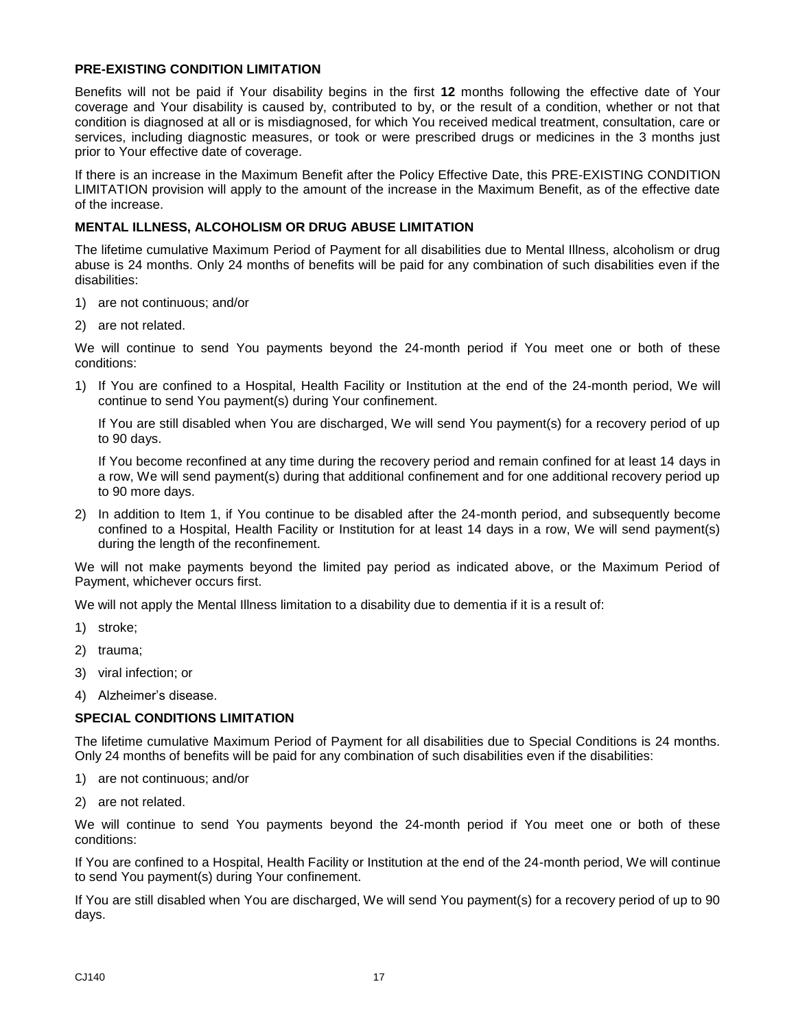### PRE-EXISTING CONDITION LIMITATION

Benefits will not be paid if Your disability begins in the first **12** months following the effective date of Your coverage and Your disability is caused by, contributed to by, or the result of a condition, whether or not that condition is diagnosed at all or is misdiagnosed, for which You received medical treatment, consultation, care or services, including diagnostic measures, or took or were prescribed drugs or medicines in the 3 months just prior to Your effective date of coverage.

If there is an increase in the Maximum Benefit after the Policy Effective Date, this PRE-EXISTING CONDITION LIMITATION provision will apply to the amount of the increase in the Maximum Benefit, as of the effective date of the increase.

### MENTAL ILLNESS, ALCOHOLISM OR DRUG ABUSE LIMITATION

The lifetime cumulative Maximum Period of Payment for all disabilities due to Mental Illness, alcoholism or drug abuse is 24 months. Only 24 months of benefits will be paid for any combination of such disabilities even if the disabilities:

1) are not continuous; and/or
2) are not related.

We will continue to send You payments beyond the 24-month period if You meet one or both of these conditions:

1) If You are confined to a Hospital, Health Facility or Institution at the end of the 24-month period, We will continue to send You payment(s) during Your confinement.

   If You are still disabled when You are discharged, We will send You payment(s) for a recovery period of up to 90 days.

   If You become reconfined at any time during the recovery period and remain confined for at least 14 days in a row, We will send payment(s) during that additional confinement and for one additional recovery period up to 90 more days.

2) In addition to Item 1, if You continue to be disabled after the 24-month period, and subsequently become confined to a Hospital, Health Facility or Institution for at least 14 days in a row, We will send payment(s) during the length of the reconfinement.

We will not make payments beyond the limited pay period as indicated above, or the Maximum Period of Payment, whichever occurs first.

We will not apply the Mental Illness limitation to a disability due to dementia if it is a result of:

1) stroke;
2) trauma;
3) viral infection; or
4) Alzheimer's disease.

### SPECIAL CONDITIONS LIMITATION

The lifetime cumulative Maximum Period of Payment for all disabilities due to Special Conditions is 24 months. Only 24 months of benefits will be paid for any combination of such disabilities even if the disabilities:

1) are not continuous; and/or
2) are not related.

We will continue to send You payments beyond the 24-month period if You meet one or both of these conditions:

If You are confined to a Hospital, Health Facility or Institution at the end of the 24-month period, We will continue to send You payment(s) during Your confinement.

If You are still disabled when You are discharged, We will send You payment(s) for a recovery period of up to 90 days.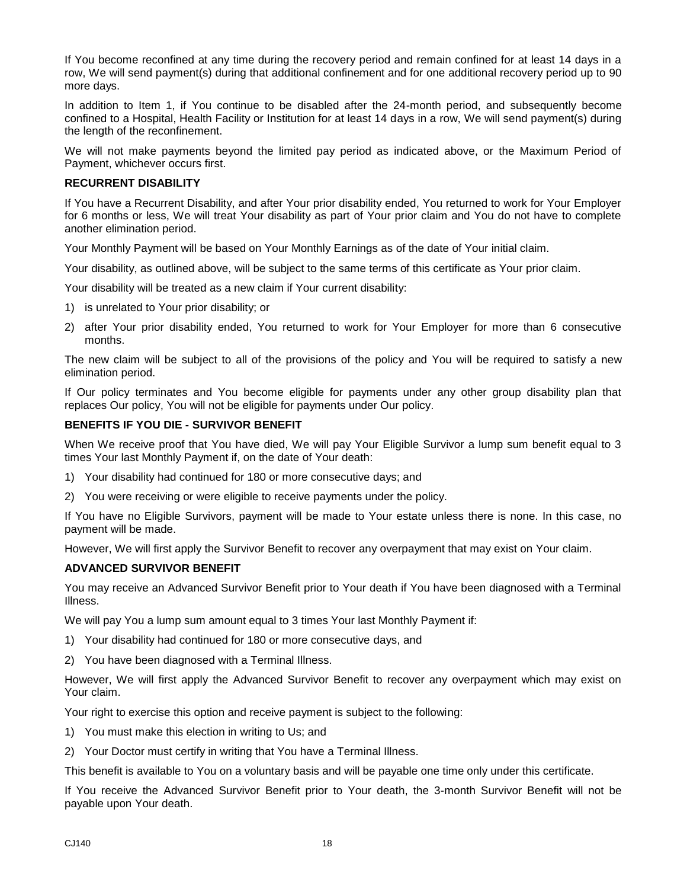If You become reconfined at any time during the recovery period and remain confined for at least 14 days in a row, We will send payment(s) during that additional confinement and for one additional recovery period up to 90 more days.

In addition to Item 1, if You continue to be disabled after the 24-month period, and subsequently become confined to a Hospital, Health Facility or Institution for at least 14 days in a row, We will send payment(s) during the length of the reconfinement.

We will not make payments beyond the limited pay period as indicated above, or the Maximum Period of Payment, whichever occurs first.

**RECURRENT DISABILITY**

If You have a Recurrent Disability, and after Your prior disability ended, You returned to work for Your Employer for 6 months or less, We will treat Your disability as part of Your prior claim and You do not have to complete another elimination period.

Your Monthly Payment will be based on Your Monthly Earnings as of the date of Your initial claim.

Your disability, as outlined above, will be subject to the same terms of this certificate as Your prior claim.

Your disability will be treated as a new claim if Your current disability:

1) is unrelated to Your prior disability; or
2) after Your prior disability ended, You returned to work for Your Employer for more than 6 consecutive months.

The new claim will be subject to all of the provisions of the policy and You will be required to satisfy a new elimination period.

If Our policy terminates and You become eligible for payments under any other group disability plan that replaces Our policy, You will not be eligible for payments under Our policy.

**BENEFITS IF YOU DIE - SURVIVOR BENEFIT**

When We receive proof that You have died, We will pay Your Eligible Survivor a lump sum benefit equal to 3 times Your last Monthly Payment if, on the date of Your death:

1) Your disability had continued for 180 or more consecutive days; and
2) You were receiving or were eligible to receive payments under the policy.

If You have no Eligible Survivors, payment will be made to Your estate unless there is none. In this case, no payment will be made.

However, We will first apply the Survivor Benefit to recover any overpayment that may exist on Your claim.

**ADVANCED SURVIVOR BENEFIT**

You may receive an Advanced Survivor Benefit prior to Your death if You have been diagnosed with a Terminal Illness.

We will pay You a lump sum amount equal to 3 times Your last Monthly Payment if:

1) Your disability had continued for 180 or more consecutive days, and
2) You have been diagnosed with a Terminal Illness.

However, We will first apply the Advanced Survivor Benefit to recover any overpayment which may exist on Your claim.

Your right to exercise this option and receive payment is subject to the following:

1) You must make this election in writing to Us; and
2) Your Doctor must certify in writing that You have a Terminal Illness.

This benefit is available to You on a voluntary basis and will be payable one time only under this certificate.

If You receive the Advanced Survivor Benefit prior to Your death, the 3-month Survivor Benefit will not be payable upon Your death.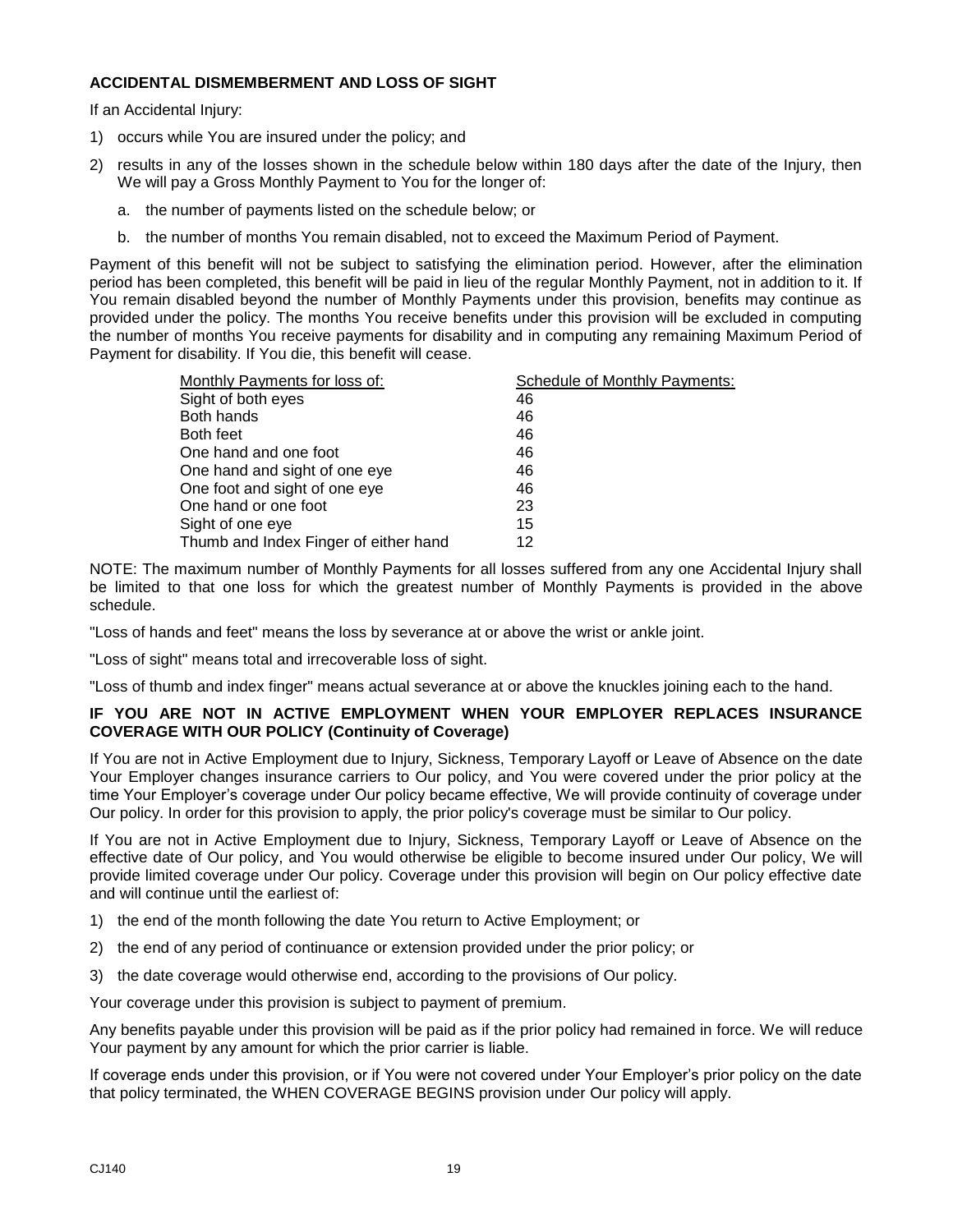### ACCIDENTAL DISMEMBERMENT AND LOSS OF SIGHT

If an Accidental Injury:

1) occurs while You are insured under the policy; and
2) results in any of the losses shown in the schedule below within 180 days after the date of the Injury, then We will pay a Gross Monthly Payment to You for the longer of:
   a. the number of payments listed on the schedule below; or
   b. the number of months You remain disabled, not to exceed the Maximum Period of Payment.

Payment of this benefit will not be subject to satisfying the elimination period. However, after the elimination period has been completed, this benefit will be paid in lieu of the regular Monthly Payment, not in addition to it. If You remain disabled beyond the number of Monthly Payments under this provision, benefits may continue as provided under the policy. The months You receive benefits under this provision will be excluded in computing the number of months You receive payments for disability and in computing any remaining Maximum Period of Payment for disability. If You die, this benefit will cease.

| Monthly Payments for loss of: | Schedule of Monthly Payments: |
|---|---|
| Sight of both eyes | 46 |
| Both hands | 46 |
| Both feet | 46 |
| One hand and one foot | 46 |
| One hand and sight of one eye | 46 |
| One foot and sight of one eye | 46 |
| One hand or one foot | 23 |
| Sight of one eye | 15 |
| Thumb and Index Finger of either hand | 12 |

NOTE: The maximum number of Monthly Payments for all losses suffered from any one Accidental Injury shall be limited to that one loss for which the greatest number of Monthly Payments is provided in the above schedule.

"Loss of hands and feet" means the loss by severance at or above the wrist or ankle joint.

"Loss of sight" means total and irrecoverable loss of sight.

"Loss of thumb and index finger" means actual severance at or above the knuckles joining each to the hand.

### IF YOU ARE NOT IN ACTIVE EMPLOYMENT WHEN YOUR EMPLOYER REPLACES INSURANCE COVERAGE WITH OUR POLICY (Continuity of Coverage)

If You are not in Active Employment due to Injury, Sickness, Temporary Layoff or Leave of Absence on the date Your Employer changes insurance carriers to Our policy, and You were covered under the prior policy at the time Your Employer's coverage under Our policy became effective, We will provide continuity of coverage under Our policy. In order for this provision to apply, the prior policy's coverage must be similar to Our policy.

If You are not in Active Employment due to Injury, Sickness, Temporary Layoff or Leave of Absence on the effective date of Our policy, and You would otherwise be eligible to become insured under Our policy, We will provide limited coverage under Our policy. Coverage under this provision will begin on Our policy effective date and will continue until the earliest of:

1) the end of the month following the date You return to Active Employment; or
2) the end of any period of continuance or extension provided under the prior policy; or
3) the date coverage would otherwise end, according to the provisions of Our policy.

Your coverage under this provision is subject to payment of premium.

Any benefits payable under this provision will be paid as if the prior policy had remained in force. We will reduce Your payment by any amount for which the prior carrier is liable.

If coverage ends under this provision, or if You were not covered under Your Employer's prior policy on the date that policy terminated, the WHEN COVERAGE BEGINS provision under Our policy will apply.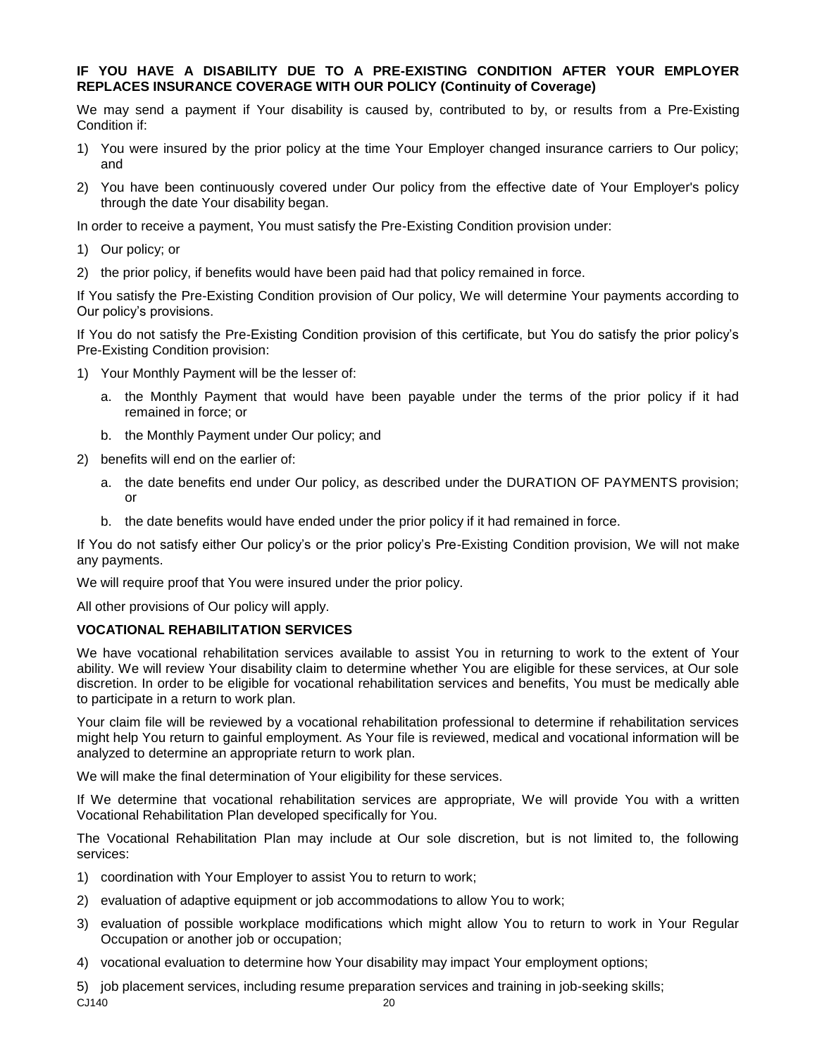**IF YOU HAVE A DISABILITY DUE TO A PRE-EXISTING CONDITION AFTER YOUR EMPLOYER REPLACES INSURANCE COVERAGE WITH OUR POLICY (Continuity of Coverage)**

We may send a payment if Your disability is caused by, contributed to by, or results from a Pre-Existing Condition if:

1) You were insured by the prior policy at the time Your Employer changed insurance carriers to Our policy; and
2) You have been continuously covered under Our policy from the effective date of Your Employer's policy through the date Your disability began.

In order to receive a payment, You must satisfy the Pre-Existing Condition provision under:

1) Our policy; or
2) the prior policy, if benefits would have been paid had that policy remained in force.

If You satisfy the Pre-Existing Condition provision of Our policy, We will determine Your payments according to Our policy's provisions.

If You do not satisfy the Pre-Existing Condition provision of this certificate, but You do satisfy the prior policy's Pre-Existing Condition provision:

1) Your Monthly Payment will be the lesser of:
   a. the Monthly Payment that would have been payable under the terms of the prior policy if it had remained in force; or
   b. the Monthly Payment under Our policy; and
2) benefits will end on the earlier of:
   a. the date benefits end under Our policy, as described under the DURATION OF PAYMENTS provision; or
   b. the date benefits would have ended under the prior policy if it had remained in force.

If You do not satisfy either Our policy's or the prior policy's Pre-Existing Condition provision, We will not make any payments.

We will require proof that You were insured under the prior policy.

All other provisions of Our policy will apply.

**VOCATIONAL REHABILITATION SERVICES**

We have vocational rehabilitation services available to assist You in returning to work to the extent of Your ability. We will review Your disability claim to determine whether You are eligible for these services, at Our sole discretion. In order to be eligible for vocational rehabilitation services and benefits, You must be medically able to participate in a return to work plan.

Your claim file will be reviewed by a vocational rehabilitation professional to determine if rehabilitation services might help You return to gainful employment. As Your file is reviewed, medical and vocational information will be analyzed to determine an appropriate return to work plan.

We will make the final determination of Your eligibility for these services.

If We determine that vocational rehabilitation services are appropriate, We will provide You with a written Vocational Rehabilitation Plan developed specifically for You.

The Vocational Rehabilitation Plan may include at Our sole discretion, but is not limited to, the following services:

1) coordination with Your Employer to assist You to return to work;
2) evaluation of adaptive equipment or job accommodations to allow You to work;
3) evaluation of possible workplace modifications which might allow You to return to work in Your Regular Occupation or another job or occupation;
4) vocational evaluation to determine how Your disability may impact Your employment options;
5) job placement services, including resume preparation services and training in job-seeking skills;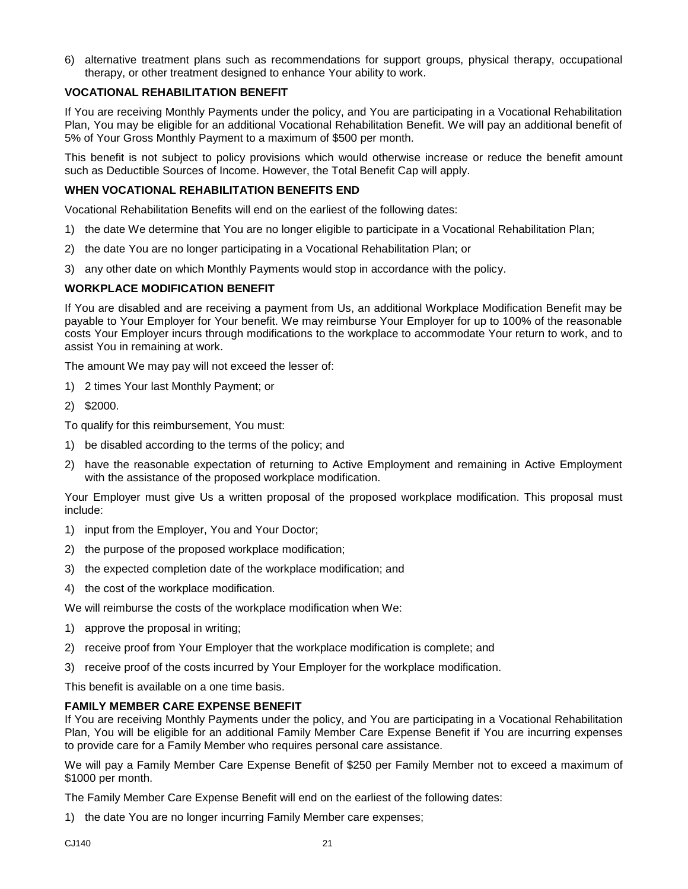6) alternative treatment plans such as recommendations for support groups, physical therapy, occupational therapy, or other treatment designed to enhance Your ability to work.

**VOCATIONAL REHABILITATION BENEFIT**

If You are receiving Monthly Payments under the policy, and You are participating in a Vocational Rehabilitation Plan, You may be eligible for an additional Vocational Rehabilitation Benefit. We will pay an additional benefit of 5% of Your Gross Monthly Payment to a maximum of $500 per month.

This benefit is not subject to policy provisions which would otherwise increase or reduce the benefit amount such as Deductible Sources of Income. However, the Total Benefit Cap will apply.

**WHEN VOCATIONAL REHABILITATION BENEFITS END**

Vocational Rehabilitation Benefits will end on the earliest of the following dates:

1) the date We determine that You are no longer eligible to participate in a Vocational Rehabilitation Plan;
2) the date You are no longer participating in a Vocational Rehabilitation Plan; or
3) any other date on which Monthly Payments would stop in accordance with the policy.

**WORKPLACE MODIFICATION BENEFIT**

If You are disabled and are receiving a payment from Us, an additional Workplace Modification Benefit may be payable to Your Employer for Your benefit. We may reimburse Your Employer for up to 100% of the reasonable costs Your Employer incurs through modifications to the workplace to accommodate Your return to work, and to assist You in remaining at work.

The amount We may pay will not exceed the lesser of:

1) 2 times Your last Monthly Payment; or
2) $2000.

To qualify for this reimbursement, You must:

1) be disabled according to the terms of the policy; and
2) have the reasonable expectation of returning to Active Employment and remaining in Active Employment with the assistance of the proposed workplace modification.

Your Employer must give Us a written proposal of the proposed workplace modification. This proposal must include:

1) input from the Employer, You and Your Doctor;
2) the purpose of the proposed workplace modification;
3) the expected completion date of the workplace modification; and
4) the cost of the workplace modification.

We will reimburse the costs of the workplace modification when We:

1) approve the proposal in writing;
2) receive proof from Your Employer that the workplace modification is complete; and
3) receive proof of the costs incurred by Your Employer for the workplace modification.

This benefit is available on a one time basis.

**FAMILY MEMBER CARE EXPENSE BENEFIT**

If You are receiving Monthly Payments under the policy, and You are participating in a Vocational Rehabilitation Plan, You will be eligible for an additional Family Member Care Expense Benefit if You are incurring expenses to provide care for a Family Member who requires personal care assistance.

We will pay a Family Member Care Expense Benefit of $250 per Family Member not to exceed a maximum of $1000 per month.

The Family Member Care Expense Benefit will end on the earliest of the following dates:

1) the date You are no longer incurring Family Member care expenses;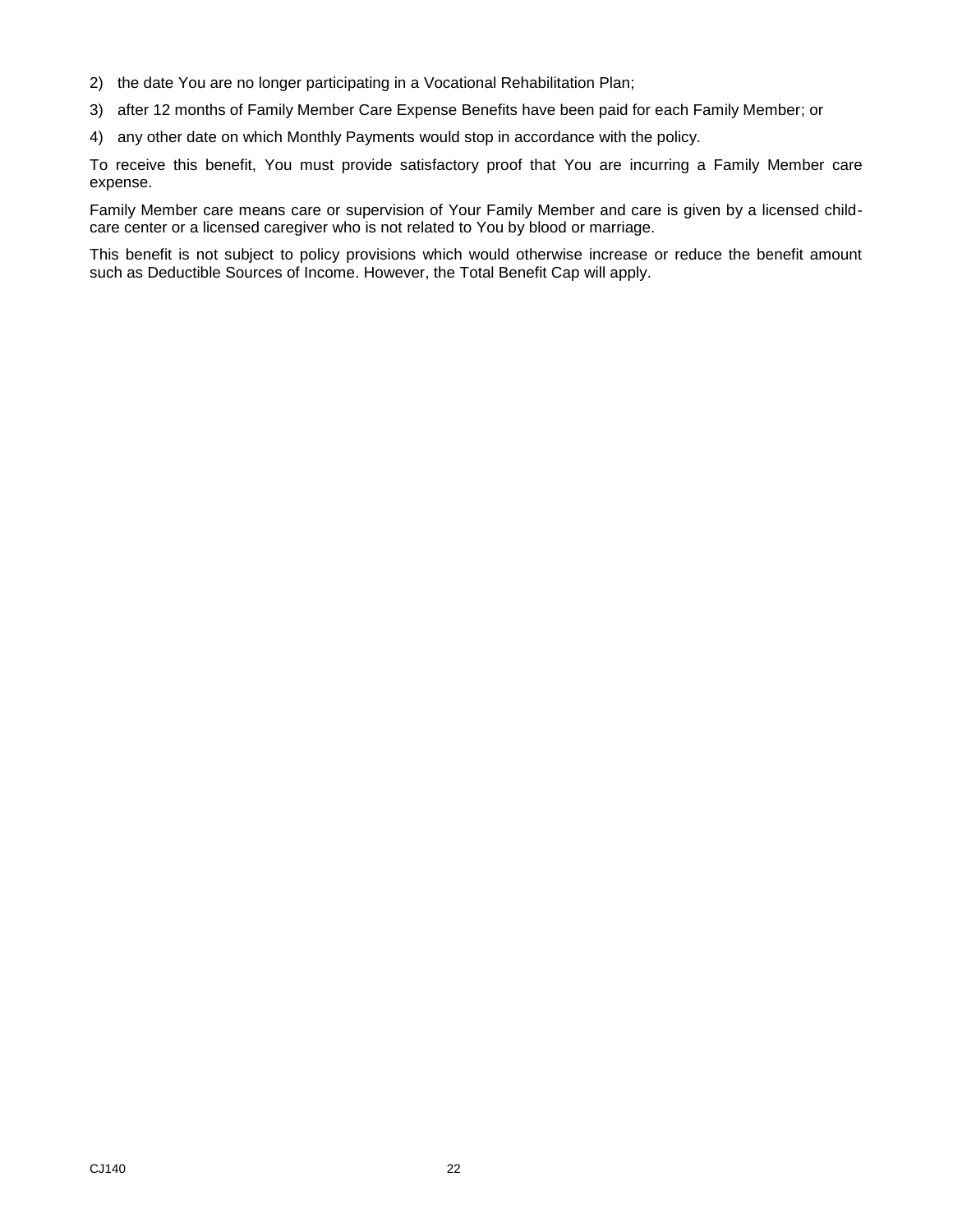2) the date You are no longer participating in a Vocational Rehabilitation Plan;
3) after 12 months of Family Member Care Expense Benefits have been paid for each Family Member; or
4) any other date on which Monthly Payments would stop in accordance with the policy.

To receive this benefit, You must provide satisfactory proof that You are incurring a Family Member care expense.

Family Member care means care or supervision of Your Family Member and care is given by a licensed child-care center or a licensed caregiver who is not related to You by blood or marriage.

This benefit is not subject to policy provisions which would otherwise increase or reduce the benefit amount such as Deductible Sources of Income. However, the Total Benefit Cap will apply.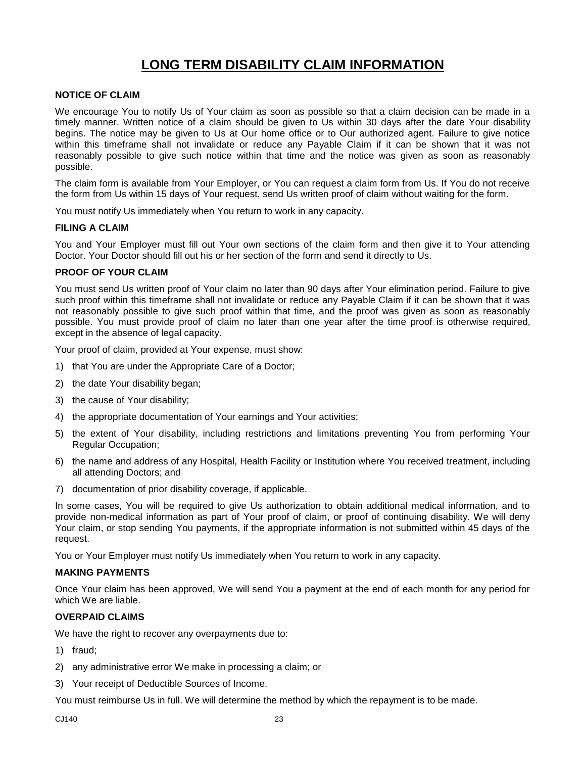# LONG TERM DISABILITY CLAIM INFORMATION

### NOTICE OF CLAIM

We encourage You to notify Us of Your claim as soon as possible so that a claim decision can be made in a timely manner. Written notice of a claim should be given to Us within 30 days after the date Your disability begins. The notice may be given to Us at Our home office or to Our authorized agent. Failure to give notice within this timeframe shall not invalidate or reduce any Payable Claim if it can be shown that it was not reasonably possible to give such notice within that time and the notice was given as soon as reasonably possible.

The claim form is available from Your Employer, or You can request a claim form from Us. If You do not receive the form from Us within 15 days of Your request, send Us written proof of claim without waiting for the form.

You must notify Us immediately when You return to work in any capacity.

### FILING A CLAIM

You and Your Employer must fill out Your own sections of the claim form and then give it to Your attending Doctor. Your Doctor should fill out his or her section of the form and send it directly to Us.

### PROOF OF YOUR CLAIM

You must send Us written proof of Your claim no later than 90 days after Your elimination period. Failure to give such proof within this timeframe shall not invalidate or reduce any Payable Claim if it can be shown that it was not reasonably possible to give such proof within that time, and the proof was given as soon as reasonably possible. You must provide proof of claim no later than one year after the time proof is otherwise required, except in the absence of legal capacity.

Your proof of claim, provided at Your expense, must show:

1) that You are under the Appropriate Care of a Doctor;
2) the date Your disability began;
3) the cause of Your disability;
4) the appropriate documentation of Your earnings and Your activities;
5) the extent of Your disability, including restrictions and limitations preventing You from performing Your Regular Occupation;
6) the name and address of any Hospital, Health Facility or Institution where You received treatment, including all attending Doctors; and
7) documentation of prior disability coverage, if applicable.

In some cases, You will be required to give Us authorization to obtain additional medical information, and to provide non-medical information as part of Your proof of claim, or proof of continuing disability. We will deny Your claim, or stop sending You payments, if the appropriate information is not submitted within 45 days of the request.

You or Your Employer must notify Us immediately when You return to work in any capacity.

### MAKING PAYMENTS

Once Your claim has been approved, We will send You a payment at the end of each month for any period for which We are liable.

### OVERPAID CLAIMS

We have the right to recover any overpayments due to:

1) fraud;
2) any administrative error We make in processing a claim; or
3) Your receipt of Deductible Sources of Income.

You must reimburse Us in full. We will determine the method by which the repayment is to be made.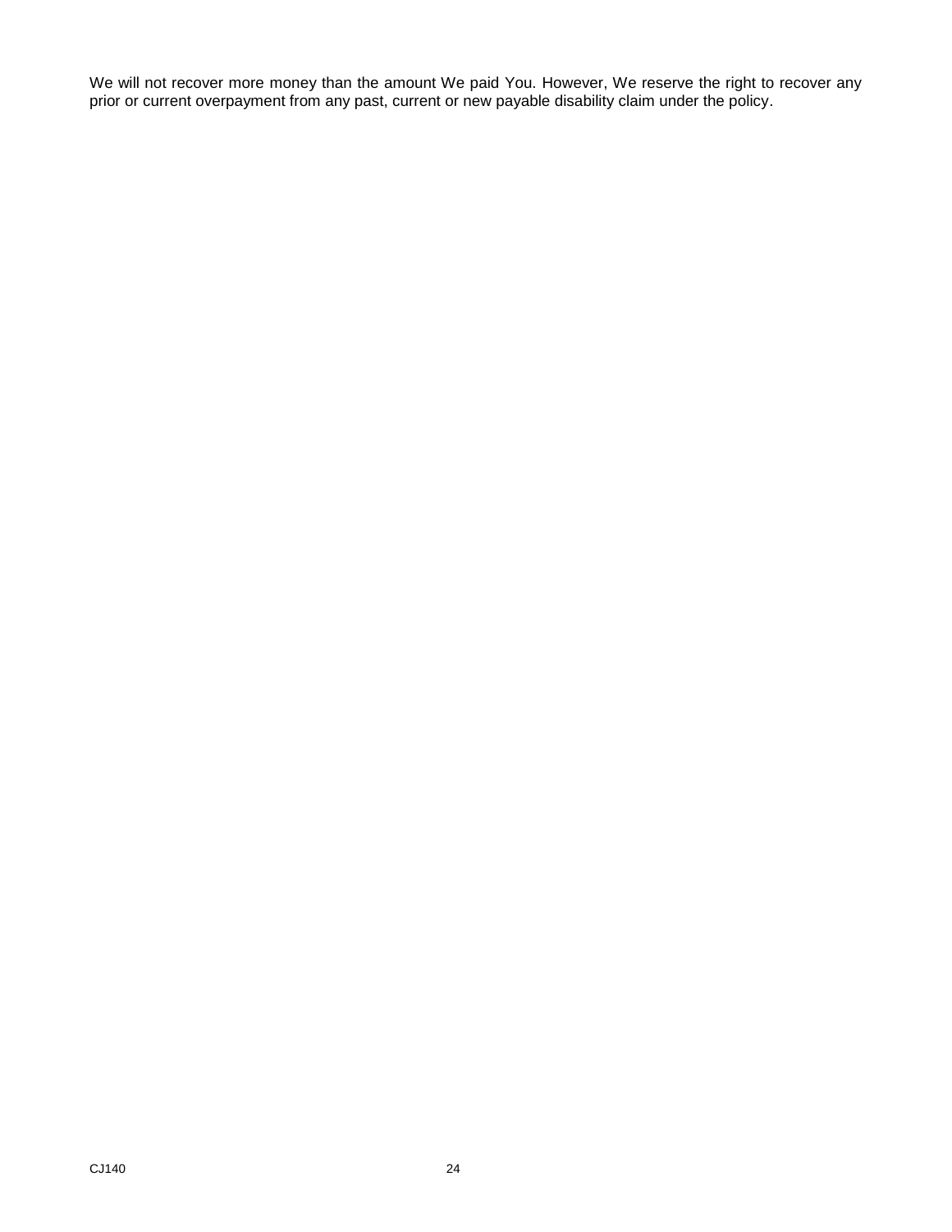We will not recover more money than the amount We paid You. However, We reserve the right to recover any prior or current overpayment from any past, current or new payable disability claim under the policy.